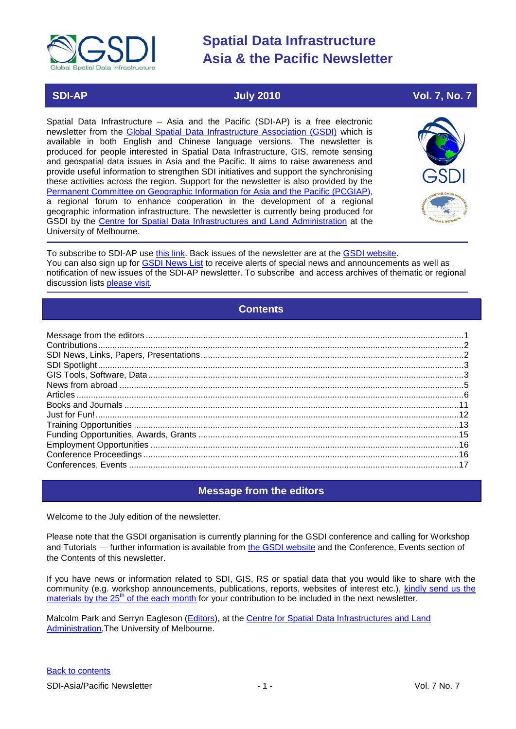# Spatial Data Infrastructure Asia & the Pacific Newsletter

**SDI-AP** | **July 2010** | **Vol. 7, No. 7**

Spatial Data Infrastructure – Asia and the Pacific (SDI-AP) is a free electronic newsletter from the Global Spatial Data Infrastructure Association (GSDI) which is available in both English and Chinese language versions. The newsletter is produced for people interested in Spatial Data Infrastructure, GIS, remote sensing and geospatial data issues in Asia and the Pacific. It aims to raise awareness and provide useful information to strengthen SDI initiatives and support the synchronising these activities across the region. Support for the newsletter is also provided by the Permanent Committee on Geographic Information for Asia and the Pacific (PCGIAP), a regional forum to enhance cooperation in the development of a regional geographic information infrastructure. The newsletter is currently being produced for GSDI by the Centre for Spatial Data Infrastructures and Land Administration at the University of Melbourne.

To subscribe to SDI-AP use this link. Back issues of the newsletter are at the GSDI website. You can also sign up for GSDI News List to receive alerts of special news and announcements as well as notification of new issues of the SDI-AP newsletter. To subscribe and access archives of thematic or regional discussion lists please visit.

## Contents

- Message from the editors ..... 1
- Contributions ..... 2
- SDI News, Links, Papers, Presentations ..... 2
- SDI Spotlight ..... 3
- GIS Tools, Software, Data ..... 3
- News from abroad ..... 5
- Articles ..... 6
- Books and Journals ..... 11
- Just for Fun! ..... 12
- Training Opportunities ..... 13
- Funding Opportunities, Awards, Grants ..... 15
- Employment Opportunities ..... 16
- Conference Proceedings ..... 16
- Conferences, Events ..... 17

## Message from the editors

Welcome to the July edition of the newsletter.

Please note that the GSDI organisation is currently planning for the GSDI conference and calling for Workshop and Tutorials — further information is available from the GSDI website and the Conference, Events section of the Contents of this newsletter.

If you have news or information related to SDI, GIS, RS or spatial data that you would like to share with the community (e.g. workshop announcements, publications, reports, websites of interest etc.), kindly send us the materials by the 25th of the each month for your contribution to be included in the next newsletter.

Malcolm Park and Serryn Eagleson (Editors), at the Centre for Spatial Data Infrastructures and Land Administration, The University of Melbourne.

Back to contents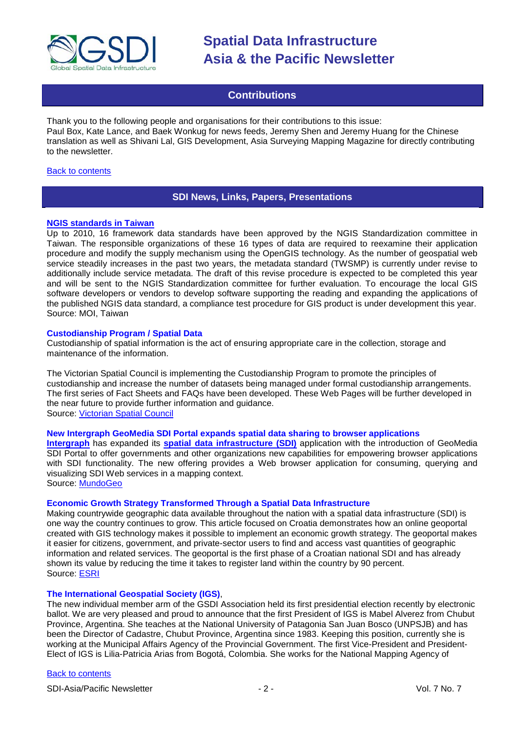## Contributions

Thank you to the following people and organisations for their contributions to this issue:
Paul Box, Kate Lance, and Baek Wonkug for news feeds, Jeremy Shen and Jeremy Huang for the Chinese translation as well as Shivani Lal, GIS Development, Asia Surveying Mapping Magazine for directly contributing to the newsletter.

Back to contents

## SDI News, Links, Papers, Presentations

### NGIS standards in Taiwan

Up to 2010, 16 framework data standards have been approved by the NGIS Standardization committee in Taiwan. The responsible organizations of these 16 types of data are required to reexamine their application procedure and modify the supply mechanism using the OpenGIS technology. As the number of geospatial web service steadily increases in the past two years, the metadata standard (TWSMP) is currently under revise to additionally include service metadata. The draft of this revise procedure is expected to be completed this year and will be sent to the NGIS Standardization committee for further evaluation. To encourage the local GIS software developers or vendors to develop software supporting the reading and expanding the applications of the published NGIS data standard, a compliance test procedure for GIS product is under development this year.
Source: MOI, Taiwan

### Custodianship Program / Spatial Data

Custodianship of spatial information is the act of ensuring appropriate care in the collection, storage and maintenance of the information.

The Victorian Spatial Council is implementing the Custodianship Program to promote the principles of custodianship and increase the number of datasets being managed under formal custodianship arrangements. The first series of Fact Sheets and FAQs have been developed. These Web Pages will be further developed in the near future to provide further information and guidance.
Source: Victorian Spatial Council

### New Intergraph GeoMedia SDI Portal expands spatial data sharing to browser applications

**Intergraph** has expanded its **spatial data infrastructure (SDI)** application with the introduction of GeoMedia SDI Portal to offer governments and other organizations new capabilities for empowering browser applications with SDI functionality. The new offering provides a Web browser application for consuming, querying and visualizing SDI Web services in a mapping context.
Source: MundoGeo

### Economic Growth Strategy Transformed Through a Spatial Data Infrastructure

Making countrywide geographic data available throughout the nation with a spatial data infrastructure (SDI) is one way the country continues to grow. This article focused on Croatia demonstrates how an online geoportal created with GIS technology makes it possible to implement an economic growth strategy. The geoportal makes it easier for citizens, government, and private-sector users to find and access vast quantities of geographic information and related services. The geoportal is the first phase of a Croatian national SDI and has already shown its value by reducing the time it takes to register land within the country by 90 percent.
Source: ESRI

### The International Geospatial Society (IGS),

The new individual member arm of the GSDI Association held its first presidential election recently by electronic ballot. We are very pleased and proud to announce that the first President of IGS is Mabel Alverez from Chubut Province, Argentina. She teaches at the National University of Patagonia San Juan Bosco (UNPSJB) and has been the Director of Cadastre, Chubut Province, Argentina since 1983. Keeping this position, currently she is working at the Municipal Affairs Agency of the Provincial Government. The first Vice-President and President-Elect of IGS is Lilia-Patricia Arias from Bogotá, Colombia. She works for the National Mapping Agency of

Back to contents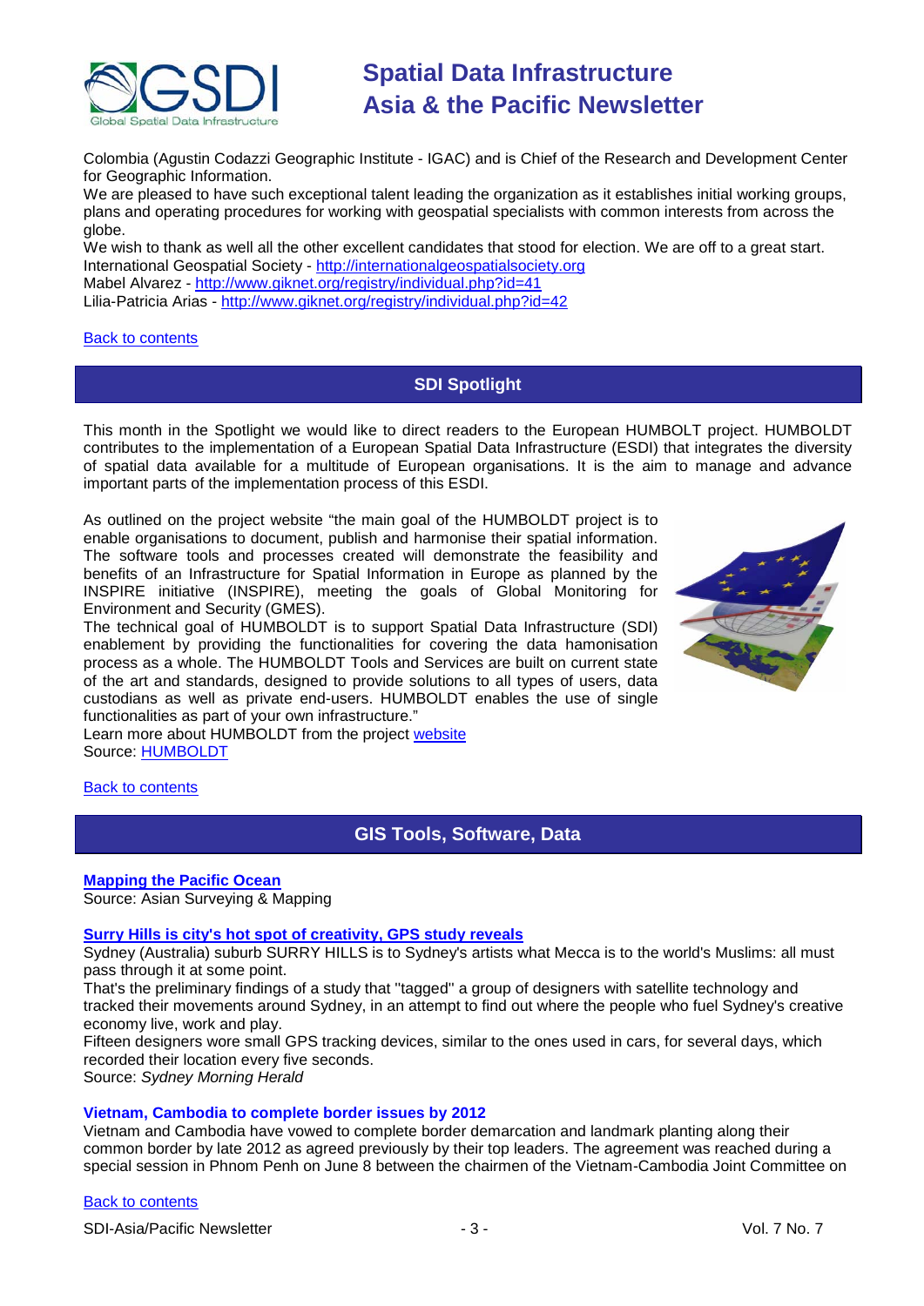Colombia (Agustin Codazzi Geographic Institute - IGAC) and is Chief of the Research and Development Center for Geographic Information.
We are pleased to have such exceptional talent leading the organization as it establishes initial working groups, plans and operating procedures for working with geospatial specialists with common interests from across the globe.
We wish to thank as well all the other excellent candidates that stood for election. We are off to a great start.
International Geospatial Society - http://internationalgeospatialsociety.org
Mabel Alvarez - http://www.giknet.org/registry/individual.php?id=41
Lilia-Patricia Arias - http://www.giknet.org/registry/individual.php?id=42

Back to contents

## SDI Spotlight

This month in the Spotlight we would like to direct readers to the European HUMBOLT project. HUMBOLDT contributes to the implementation of a European Spatial Data Infrastructure (ESDI) that integrates the diversity of spatial data available for a multitude of European organisations. It is the aim to manage and advance important parts of the implementation process of this ESDI.

As outlined on the project website "the main goal of the HUMBOLDT project is to enable organisations to document, publish and harmonise their spatial information. The software tools and processes created will demonstrate the feasibility and benefits of an Infrastructure for Spatial Information in Europe as planned by the INSPIRE initiative (INSPIRE), meeting the goals of Global Monitoring for Environment and Security (GMES).
The technical goal of HUMBOLDT is to support Spatial Data Infrastructure (SDI) enablement by providing the functionalities for covering the data hamonisation process as a whole. The HUMBOLDT Tools and Services are built on current state of the art and standards, designed to provide solutions to all types of users, data custodians as well as private end-users. HUMBOLDT enables the use of single functionalities as part of your own infrastructure."
Learn more about HUMBOLDT from the project website
Source: HUMBOLDT

Back to contents

## GIS Tools, Software, Data

**Mapping the Pacific Ocean**
Source: Asian Surveying & Mapping

**Surry Hills is city's hot spot of creativity, GPS study reveals**
Sydney (Australia) suburb SURRY HILLS is to Sydney's artists what Mecca is to the world's Muslims: all must pass through it at some point.
That's the preliminary findings of a study that "tagged" a group of designers with satellite technology and tracked their movements around Sydney, in an attempt to find out where the people who fuel Sydney's creative economy live, work and play.
Fifteen designers wore small GPS tracking devices, similar to the ones used in cars, for several days, which recorded their location every five seconds.
Source: *Sydney Morning Herald*

**Vietnam, Cambodia to complete border issues by 2012**
Vietnam and Cambodia have vowed to complete border demarcation and landmark planting along their common border by late 2012 as agreed previously by their top leaders. The agreement was reached during a special session in Phnom Penh on June 8 between the chairmen of the Vietnam-Cambodia Joint Committee on

Back to contents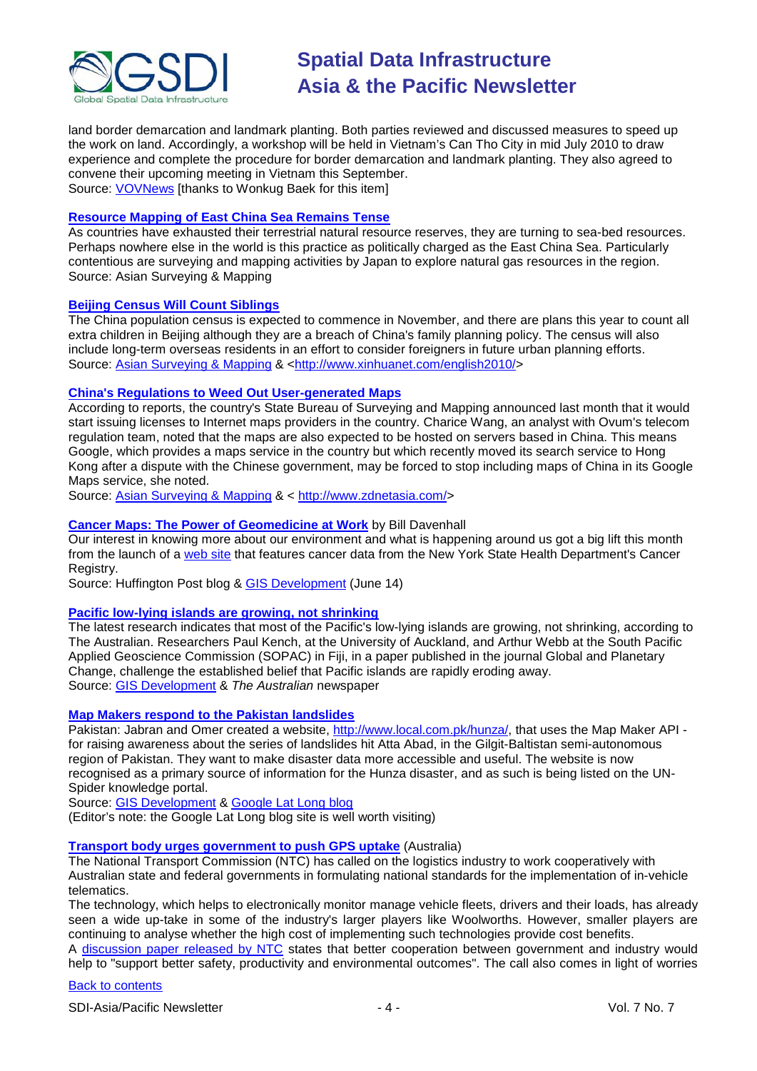land border demarcation and landmark planting. Both parties reviewed and discussed measures to speed up the work on land. Accordingly, a workshop will be held in Vietnam's Can Tho City in mid July 2010 to draw experience and complete the procedure for border demarcation and landmark planting. They also agreed to convene their upcoming meeting in Vietnam this September.
Source: VOVNews [thanks to Wonkug Baek for this item]

### Resource Mapping of East China Sea Remains Tense

As countries have exhausted their terrestrial natural resource reserves, they are turning to sea-bed resources. Perhaps nowhere else in the world is this practice as politically charged as the East China Sea. Particularly contentious are surveying and mapping activities by Japan to explore natural gas resources in the region.
Source: Asian Surveying & Mapping

### Beijing Census Will Count Siblings

The China population census is expected to commence in November, and there are plans this year to count all extra children in Beijing although they are a breach of China's family planning policy. The census will also include long-term overseas residents in an effort to consider foreigners in future urban planning efforts.
Source: Asian Surveying & Mapping & <http://www.xinhuanet.com/english2010/>

### China's Regulations to Weed Out User-generated Maps

According to reports, the country's State Bureau of Surveying and Mapping announced last month that it would start issuing licenses to Internet maps providers in the country. Charice Wang, an analyst with Ovum's telecom regulation team, noted that the maps are also expected to be hosted on servers based in China. This means Google, which provides a maps service in the country but which recently moved its search service to Hong Kong after a dispute with the Chinese government, may be forced to stop including maps of China in its Google Maps service, she noted.
Source: Asian Surveying & Mapping & < http://www.zdnetasia.com/>

### Cancer Maps: The Power of Geomedicine at Work by Bill Davenhall

Our interest in knowing more about our environment and what is happening around us got a big lift this month from the launch of a web site that features cancer data from the New York State Health Department's Cancer Registry.
Source: Huffington Post blog & GIS Development (June 14)

### Pacific low-lying islands are growing, not shrinking

The latest research indicates that most of the Pacific's low-lying islands are growing, not shrinking, according to The Australian. Researchers Paul Kench, at the University of Auckland, and Arthur Webb at the South Pacific Applied Geoscience Commission (SOPAC) in Fiji, in a paper published in the journal Global and Planetary Change, challenge the established belief that Pacific islands are rapidly eroding away.
Source: GIS Development & *The Australian* newspaper

### Map Makers respond to the Pakistan landslides

Pakistan: Jabran and Omer created a website, http://www.local.com.pk/hunza/, that uses the Map Maker API - for raising awareness about the series of landslides hit Atta Abad, in the Gilgit-Baltistan semi-autonomous region of Pakistan. They want to make disaster data more accessible and useful. The website is now recognised as a primary source of information for the Hunza disaster, and as such is being listed on the UN-Spider knowledge portal.
Source: GIS Development & Google Lat Long blog
(Editor's note: the Google Lat Long blog site is well worth visiting)

### Transport body urges government to push GPS uptake (Australia)

The National Transport Commission (NTC) has called on the logistics industry to work cooperatively with Australian state and federal governments in formulating national standards for the implementation of in-vehicle telematics.

The technology, which helps to electronically monitor manage vehicle fleets, drivers and their loads, has already seen a wide up-take in some of the industry's larger players like Woolworths. However, smaller players are continuing to analyse whether the high cost of implementing such technologies provide cost benefits.

A discussion paper released by NTC states that better cooperation between government and industry would help to "support better safety, productivity and environmental outcomes". The call also comes in light of worries

Back to contents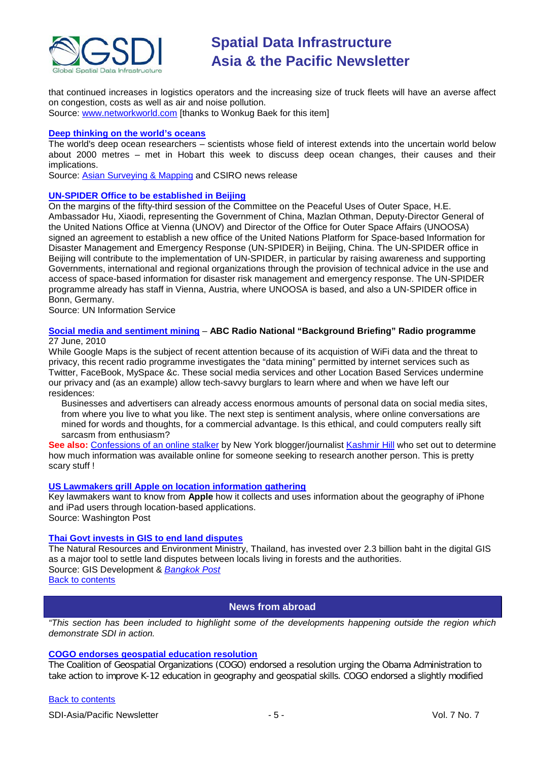that continued increases in logistics operators and the increasing size of truck fleets will have an averse affect on congestion, costs as well as air and noise pollution.
Source: www.networkworld.com [thanks to Wonkug Baek for this item]

### Deep thinking on the world's oceans

The world's deep ocean researchers – scientists whose field of interest extends into the uncertain world below about 2000 metres – met in Hobart this week to discuss deep ocean changes, their causes and their implications.
Source: Asian Surveying & Mapping and CSIRO news release

### UN-SPIDER Office to be established in Beijing

On the margins of the fifty-third session of the Committee on the Peaceful Uses of Outer Space, H.E. Ambassador Hu, Xiaodi, representing the Government of China, Mazlan Othman, Deputy-Director General of the United Nations Office at Vienna (UNOV) and Director of the Office for Outer Space Affairs (UNOOSA) signed an agreement to establish a new office of the United Nations Platform for Space-based Information for Disaster Management and Emergency Response (UN-SPIDER) in Beijing, China. The UN-SPIDER office in Beijing will contribute to the implementation of UN-SPIDER, in particular by raising awareness and supporting Governments, international and regional organizations through the provision of technical advice in the use and access of space-based information for disaster risk management and emergency response. The UN-SPIDER programme already has staff in Vienna, Austria, where UNOOSA is based, and also a UN-SPIDER office in Bonn, Germany.
Source: UN Information Service

### Social media and sentiment mining – **ABC Radio National "Background Briefing" Radio programme**

27 June, 2010
While Google Maps is the subject of recent attention because of its acquistion of WiFi data and the threat to privacy, this recent radio programme investigates the "data mining" permitted by internet services such as Twitter, FaceBook, MySpace &c. These social media services and other Location Based Services undermine our privacy and (as an example) allow tech-savvy burglars to learn where and when we have left our residences:

> Businesses and advertisers can already access enormous amounts of personal data on social media sites, from where you live to what you like. The next step is sentiment analysis, where online conversations are mined for words and thoughts, for a commercial advantage. Is this ethical, and could computers really sift sarcasm from enthusiasm?

**See also:** Confessions of an online stalker by New York blogger/journalist Kashmir Hill who set out to determine how much information was available online for someone seeking to research another person. This is pretty scary stuff !

### US Lawmakers grill Apple on location information gathering

Key lawmakers want to know from **Apple** how it collects and uses information about the geography of iPhone and iPad users through location-based applications.
Source: Washington Post

### Thai Govt invests in GIS to end land disputes

The Natural Resources and Environment Ministry, Thailand, has invested over 2.3 billion baht in the digital GIS as a major tool to settle land disputes between locals living in forests and the authorities.
Source: GIS Development & *Bangkok Post*
Back to contents

## News from abroad

*"This section has been included to highlight some of the developments happening outside the region which demonstrate SDI in action.*

### COGO endorses geospatial education resolution

The Coalition of Geospatial Organizations (COGO) endorsed a resolution urging the Obama Administration to take action to improve K-12 education in geography and geospatial skills. COGO endorsed a slightly modified

Back to contents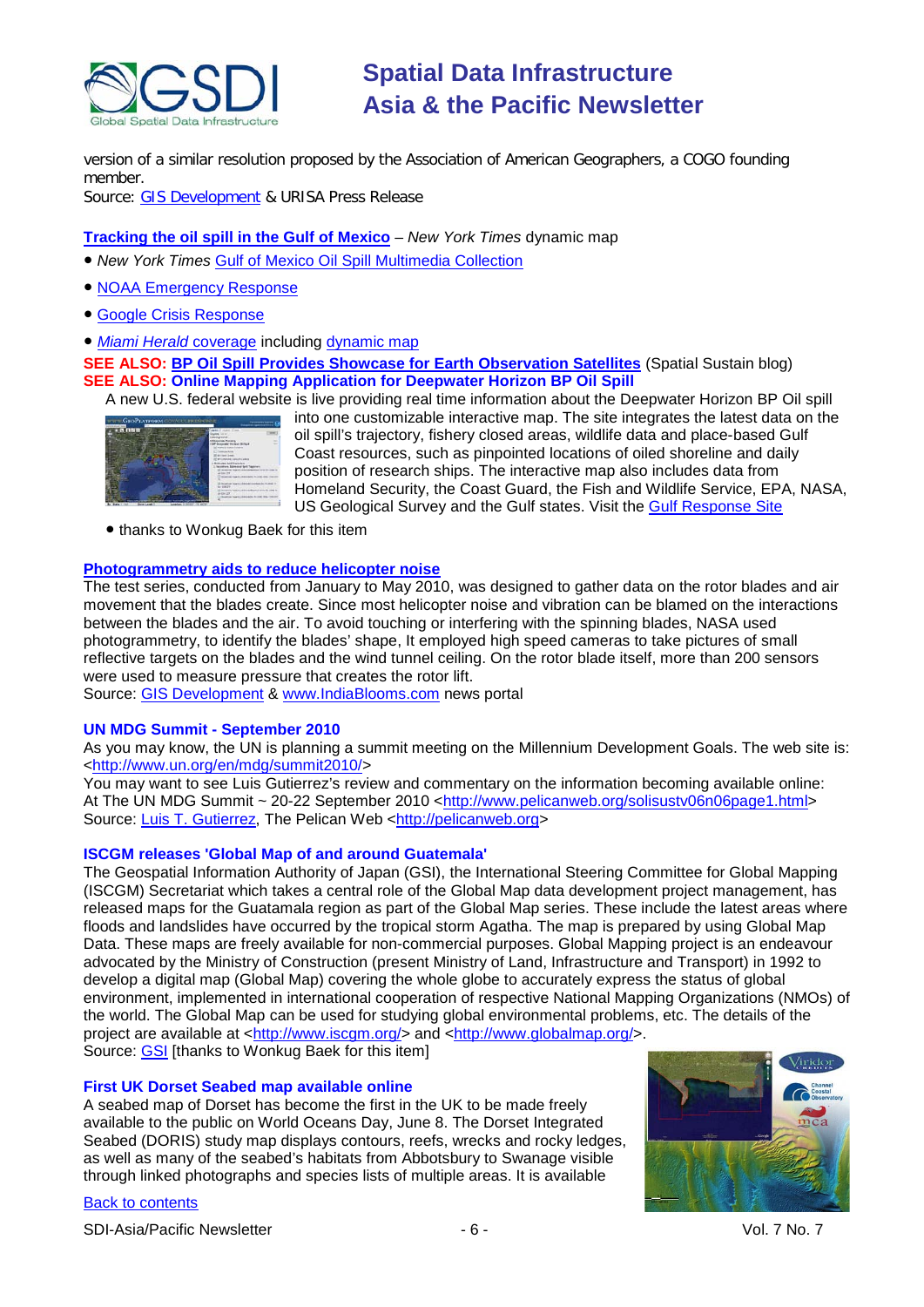version of a similar resolution proposed by the Association of American Geographers, a COGO founding member.
Source: GIS Development & URISA Press Release

**Tracking the oil spill in the Gulf of Mexico** – *New York Times* dynamic map

- *New York Times* Gulf of Mexico Oil Spill Multimedia Collection
- NOAA Emergency Response
- Google Crisis Response
- *Miami Herald* coverage including dynamic map

**SEE ALSO: BP Oil Spill Provides Showcase for Earth Observation Satellites** (Spatial Sustain blog)
**SEE ALSO: Online Mapping Application for Deepwater Horizon BP Oil Spill**

A new U.S. federal website is live providing real time information about the Deepwater Horizon BP Oil spill into one customizable interactive map. The site integrates the latest data on the oil spill's trajectory, fishery closed areas, wildlife data and place-based Gulf Coast resources, such as pinpointed locations of oiled shoreline and daily position of research ships. The interactive map also includes data from Homeland Security, the Coast Guard, the Fish and Wildlife Service, EPA, NASA, US Geological Survey and the Gulf states. Visit the Gulf Response Site

- thanks to Wonkug Baek for this item

### Photogrammetry aids to reduce helicopter noise

The test series, conducted from January to May 2010, was designed to gather data on the rotor blades and air movement that the blades create. Since most helicopter noise and vibration can be blamed on the interactions between the blades and the air. To avoid touching or interfering with the spinning blades, NASA used photogrammetry, to identify the blades' shape, It employed high speed cameras to take pictures of small reflective targets on the blades and the wind tunnel ceiling. On the rotor blade itself, more than 200 sensors were used to measure pressure that creates the rotor lift.
Source: GIS Development & www.IndiaBlooms.com news portal

### UN MDG Summit - September 2010

As you may know, the UN is planning a summit meeting on the Millennium Development Goals. The web site is: <http://www.un.org/en/mdg/summit2010/>
You may want to see Luis Gutierrez's review and commentary on the information becoming available online: At The UN MDG Summit ~ 20-22 September 2010 <http://www.pelicanweb.org/solisustv06n06page1.html>
Source: Luis T. Gutierrez, The Pelican Web <http://pelicanweb.org>

### ISCGM releases 'Global Map of and around Guatemala'

The Geospatial Information Authority of Japan (GSI), the International Steering Committee for Global Mapping (ISCGM) Secretariat which takes a central role of the Global Map data development project management, has released maps for the Guatamala region as part of the Global Map series. These include the latest areas where floods and landslides have occurred by the tropical storm Agatha. The map is prepared by using Global Map Data. These maps are freely available for non-commercial purposes. Global Mapping project is an endeavour advocated by the Ministry of Construction (present Ministry of Land, Infrastructure and Transport) in 1992 to develop a digital map (Global Map) covering the whole globe to accurately express the status of global environment, implemented in international cooperation of respective National Mapping Organizations (NMOs) of the world. The Global Map can be used for studying global environmental problems, etc. The details of the project are available at <http://www.iscgm.org/> and <http://www.globalmap.org/>.
Source: GSI [thanks to Wonkug Baek for this item]

### First UK Dorset Seabed map available online

A seabed map of Dorset has become the first in the UK to be made freely available to the public on World Oceans Day, June 8. The Dorset Integrated Seabed (DORIS) study map displays contours, reefs, wrecks and rocky ledges, as well as many of the seabed's habitats from Abbotsbury to Swanage visible through linked photographs and species lists of multiple areas. It is available

Back to contents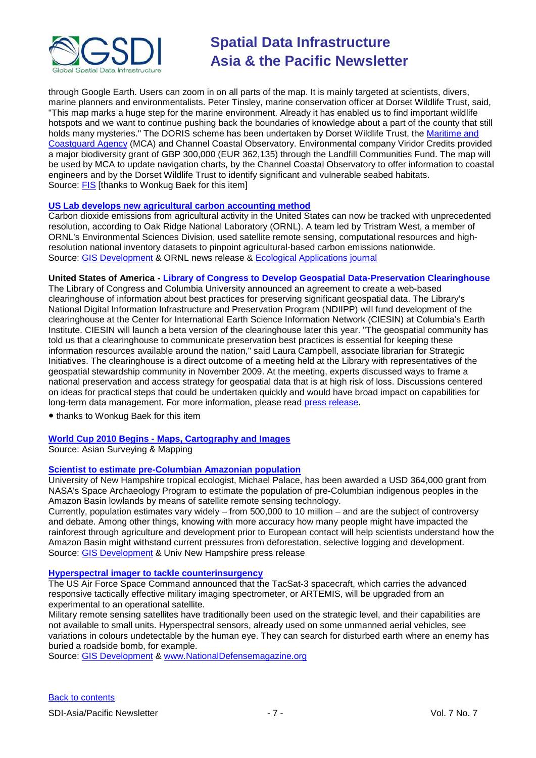through Google Earth. Users can zoom in on all parts of the map. It is mainly targeted at scientists, divers, marine planners and environmentalists. Peter Tinsley, marine conservation officer at Dorset Wildlife Trust, said, "This map marks a huge step for the marine environment. Already it has enabled us to find important wildlife hotspots and we want to continue pushing back the boundaries of knowledge about a part of the county that still holds many mysteries." The DORIS scheme has been undertaken by Dorset Wildlife Trust, the Maritime and Coastguard Agency (MCA) and Channel Coastal Observatory. Environmental company Viridor Credits provided a major biodiversity grant of GBP 300,000 (EUR 362,135) through the Landfill Communities Fund. The map will be used by MCA to update navigation charts, by the Channel Coastal Observatory to offer information to coastal engineers and by the Dorset Wildlife Trust to identify significant and vulnerable seabed habitats.
Source: FIS [thanks to Wonkug Baek for this item]

**US Lab develops new agricultural carbon accounting method**

Carbon dioxide emissions from agricultural activity in the United States can now be tracked with unprecedented resolution, according to Oak Ridge National Laboratory (ORNL). A team led by Tristram West, a member of ORNL's Environmental Sciences Division, used satellite remote sensing, computational resources and high-resolution national inventory datasets to pinpoint agricultural-based carbon emissions nationwide.
Source: GIS Development & ORNL news release & Ecological Applications journal

**United States of America - Library of Congress to Develop Geospatial Data-Preservation Clearinghouse**

The Library of Congress and Columbia University announced an agreement to create a web-based clearinghouse of information about best practices for preserving significant geospatial data. The Library's National Digital Information Infrastructure and Preservation Program (NDIIPP) will fund development of the clearinghouse at the Center for International Earth Science Information Network (CIESIN) at Columbia's Earth Institute. CIESIN will launch a beta version of the clearinghouse later this year. "The geospatial community has told us that a clearinghouse to communicate preservation best practices is essential for keeping these information resources available around the nation," said Laura Campbell, associate librarian for Strategic Initiatives. The clearinghouse is a direct outcome of a meeting held at the Library with representatives of the geospatial stewardship community in November 2009. At the meeting, experts discussed ways to frame a national preservation and access strategy for geospatial data that is at high risk of loss. Discussions centered on ideas for practical steps that could be undertaken quickly and would have broad impact on capabilities for long-term data management. For more information, please read press release.

- thanks to Wonkug Baek for this item

**World Cup 2010 Begins - Maps, Cartography and Images**

Source: Asian Surveying & Mapping

**Scientist to estimate pre-Columbian Amazonian population**

University of New Hampshire tropical ecologist, Michael Palace, has been awarded a USD 364,000 grant from NASA's Space Archaeology Program to estimate the population of pre-Columbian indigenous peoples in the Amazon Basin lowlands by means of satellite remote sensing technology.
Currently, population estimates vary widely – from 500,000 to 10 million – and are the subject of controversy and debate. Among other things, knowing with more accuracy how many people might have impacted the rainforest through agriculture and development prior to European contact will help scientists understand how the Amazon Basin might withstand current pressures from deforestation, selective logging and development.
Source: GIS Development & Univ New Hampshire press release

**Hyperspectral imager to tackle counterinsurgency**

The US Air Force Space Command announced that the TacSat-3 spacecraft, which carries the advanced responsive tactically effective military imaging spectrometer, or ARTEMIS, will be upgraded from an experimental to an operational satellite.
Military remote sensing satellites have traditionally been used on the strategic level, and their capabilities are not available to small units. Hyperspectral sensors, already used on some unmanned aerial vehicles, see variations in colours undetectable by the human eye. They can search for disturbed earth where an enemy has buried a roadside bomb, for example.
Source: GIS Development & www.NationalDefensemagazine.org

Back to contents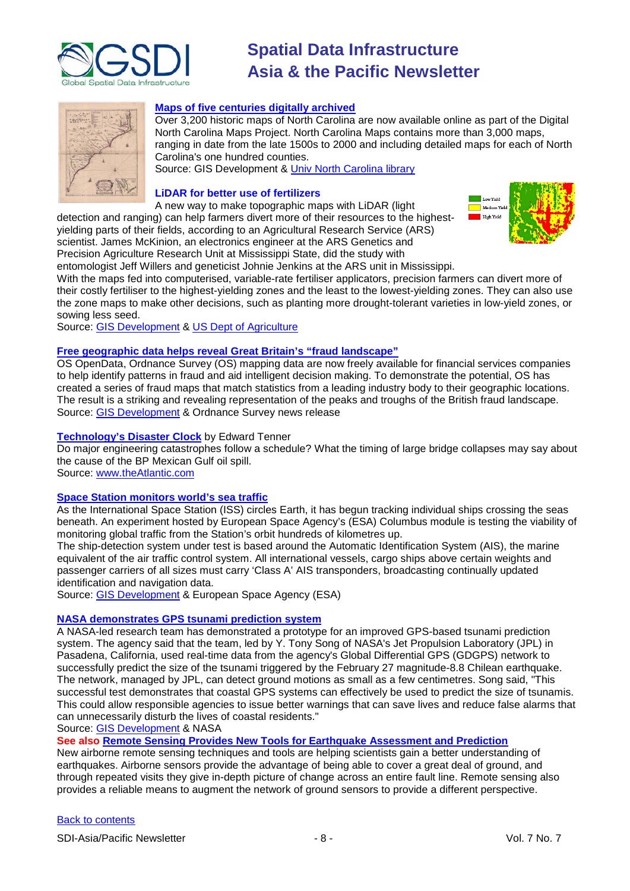**Maps of five centuries digitally archived**

Over 3,200 historic maps of North Carolina are now available online as part of the Digital North Carolina Maps Project. North Carolina Maps contains more than 3,000 maps, ranging in date from the late 1500s to 2000 and including detailed maps for each of North Carolina's one hundred counties.
Source: GIS Development & Univ North Carolina library

**LiDAR for better use of fertilizers**

A new way to make topographic maps with LiDAR (light detection and ranging) can help farmers divert more of their resources to the highest-yielding parts of their fields, according to an Agricultural Research Service (ARS) scientist. James McKinion, an electronics engineer at the ARS Genetics and Precision Agriculture Research Unit at Mississippi State, did the study with entomologist Jeff Willers and geneticist Johnie Jenkins at the ARS unit in Mississippi.
With the maps fed into computerised, variable-rate fertiliser applicators, precision farmers can divert more of their costly fertiliser to the highest-yielding zones and the least to the lowest-yielding zones. They can also use the zone maps to make other decisions, such as planting more drought-tolerant varieties in low-yield zones, or sowing less seed.
Source: GIS Development & US Dept of Agriculture

**Free geographic data helps reveal Great Britain's "fraud landscape"**

OS OpenData, Ordnance Survey (OS) mapping data are now freely available for financial services companies to help identify patterns in fraud and aid intelligent decision making. To demonstrate the potential, OS has created a series of fraud maps that match statistics from a leading industry body to their geographic locations. The result is a striking and revealing representation of the peaks and troughs of the British fraud landscape.
Source: GIS Development & Ordnance Survey news release

**Technology's Disaster Clock** by Edward Tenner

Do major engineering catastrophes follow a schedule? What the timing of large bridge collapses may say about the cause of the BP Mexican Gulf oil spill.
Source: www.theAtlantic.com

**Space Station monitors world's sea traffic**

As the International Space Station (ISS) circles Earth, it has begun tracking individual ships crossing the seas beneath. An experiment hosted by European Space Agency's (ESA) Columbus module is testing the viability of monitoring global traffic from the Station's orbit hundreds of kilometres up.
The ship-detection system under test is based around the Automatic Identification System (AIS), the marine equivalent of the air traffic control system. All international vessels, cargo ships above certain weights and passenger carriers of all sizes must carry 'Class A' AIS transponders, broadcasting continually updated identification and navigation data.
Source: GIS Development & European Space Agency (ESA)

**NASA demonstrates GPS tsunami prediction system**

A NASA-led research team has demonstrated a prototype for an improved GPS-based tsunami prediction system. The agency said that the team, led by Y. Tony Song of NASA's Jet Propulsion Laboratory (JPL) in Pasadena, California, used real-time data from the agency's Global Differential GPS (GDGPS) network to successfully predict the size of the tsunami triggered by the February 27 magnitude-8.8 Chilean earthquake. The network, managed by JPL, can detect ground motions as small as a few centimetres. Song said, "This successful test demonstrates that coastal GPS systems can effectively be used to predict the size of tsunamis. This could allow responsible agencies to issue better warnings that can save lives and reduce false alarms that can unnecessarily disturb the lives of coastal residents."
Source: GIS Development & NASA

**See also Remote Sensing Provides New Tools for Earthquake Assessment and Prediction**

New airborne remote sensing techniques and tools are helping scientists gain a better understanding of earthquakes. Airborne sensors provide the advantage of being able to cover a great deal of ground, and through repeated visits they give in-depth picture of change across an entire fault line. Remote sensing also provides a reliable means to augment the network of ground sensors to provide a different perspective.

Back to contents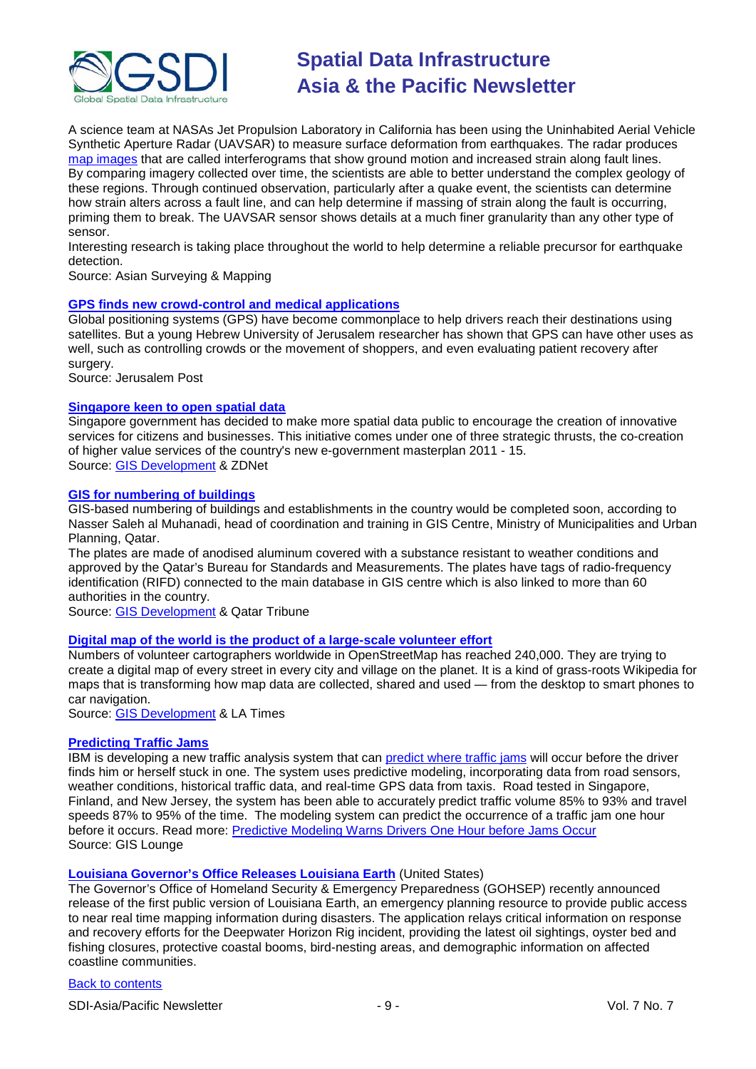A science team at NASAs Jet Propulsion Laboratory in California has been using the Uninhabited Aerial Vehicle Synthetic Aperture Radar (UAVSAR) to measure surface deformation from earthquakes. The radar produces map images that are called interferograms that show ground motion and increased strain along fault lines. By comparing imagery collected over time, the scientists are able to better understand the complex geology of these regions. Through continued observation, particularly after a quake event, the scientists can determine how strain alters across a fault line, and can help determine if massing of strain along the fault is occurring, priming them to break. The UAVSAR sensor shows details at a much finer granularity than any other type of sensor.

Interesting research is taking place throughout the world to help determine a reliable precursor for earthquake detection.

Source: Asian Surveying & Mapping

### GPS finds new crowd-control and medical applications

Global positioning systems (GPS) have become commonplace to help drivers reach their destinations using satellites. But a young Hebrew University of Jerusalem researcher has shown that GPS can have other uses as well, such as controlling crowds or the movement of shoppers, and even evaluating patient recovery after surgery.

Source: Jerusalem Post

### Singapore keen to open spatial data

Singapore government has decided to make more spatial data public to encourage the creation of innovative services for citizens and businesses. This initiative comes under one of three strategic thrusts, the co-creation of higher value services of the country's new e-government masterplan 2011 - 15.

Source: GIS Development & ZDNet

### GIS for numbering of buildings

GIS-based numbering of buildings and establishments in the country would be completed soon, according to Nasser Saleh al Muhanadi, head of coordination and training in GIS Centre, Ministry of Municipalities and Urban Planning, Qatar.

The plates are made of anodised aluminum covered with a substance resistant to weather conditions and approved by the Qatar's Bureau for Standards and Measurements. The plates have tags of radio-frequency identification (RIFD) connected to the main database in GIS centre which is also linked to more than 60 authorities in the country.

Source: GIS Development & Qatar Tribune

### Digital map of the world is the product of a large-scale volunteer effort

Numbers of volunteer cartographers worldwide in OpenStreetMap has reached 240,000. They are trying to create a digital map of every street in every city and village on the planet. It is a kind of grass-roots Wikipedia for maps that is transforming how map data are collected, shared and used — from the desktop to smart phones to car navigation.

Source: GIS Development & LA Times

### Predicting Traffic Jams

IBM is developing a new traffic analysis system that can predict where traffic jams will occur before the driver finds him or herself stuck in one. The system uses predictive modeling, incorporating data from road sensors, weather conditions, historical traffic data, and real-time GPS data from taxis. Road tested in Singapore, Finland, and New Jersey, the system has been able to accurately predict traffic volume 85% to 93% and travel speeds 87% to 95% of the time. The modeling system can predict the occurrence of a traffic jam one hour before it occurs. Read more: Predictive Modeling Warns Drivers One Hour before Jams Occur

Source: GIS Lounge

### Louisiana Governor's Office Releases Louisiana Earth (United States)

The Governor's Office of Homeland Security & Emergency Preparedness (GOHSEP) recently announced release of the first public version of Louisiana Earth, an emergency planning resource to provide public access to near real time mapping information during disasters. The application relays critical information on response and recovery efforts for the Deepwater Horizon Rig incident, providing the latest oil sightings, oyster bed and fishing closures, protective coastal booms, bird-nesting areas, and demographic information on affected coastline communities.

Back to contents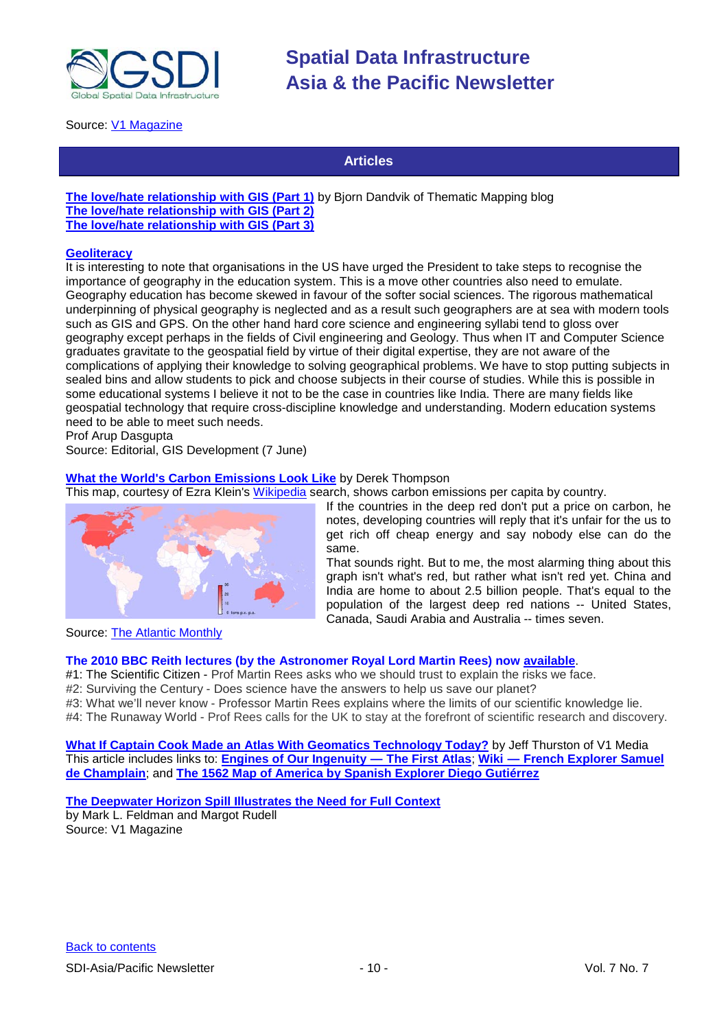Source: V1 Magazine

## Articles

**The love/hate relationship with GIS (Part 1)** by Bjorn Dandvik of Thematic Mapping blog
**The love/hate relationship with GIS (Part 2)**
**The love/hate relationship with GIS (Part 3)**

**Geoliteracy**
It is interesting to note that organisations in the US have urged the President to take steps to recognise the importance of geography in the education system. This is a move other countries also need to emulate. Geography education has become skewed in favour of the softer social sciences. The rigorous mathematical underpinning of physical geography is neglected and as a result such geographers are at sea with modern tools such as GIS and GPS. On the other hand hard core science and engineering syllabi tend to gloss over geography except perhaps in the fields of Civil engineering and Geology. Thus when IT and Computer Science graduates gravitate to the geospatial field by virtue of their digital expertise, they are not aware of the complications of applying their knowledge to solving geographical problems. We have to stop putting subjects in sealed bins and allow students to pick and choose subjects in their course of studies. While this is possible in some educational systems I believe it not to be the case in countries like India. There are many fields like geospatial technology that require cross-discipline knowledge and understanding. Modern education systems need to be able to meet such needs.
Prof Arup Dasgupta
Source: Editorial, GIS Development (7 June)

**What the World's Carbon Emissions Look Like** by Derek Thompson
This map, courtesy of Ezra Klein's Wikipedia search, shows carbon emissions per capita by country.

If the countries in the deep red don't put a price on carbon, he notes, developing countries will reply that it's unfair for the us to get rich off cheap energy and say nobody else can do the same.
That sounds right. But to me, the most alarming thing about this graph isn't what's red, but rather what isn't red yet. China and India are home to about 2.5 billion people. That's equal to the population of the largest deep red nations -- United States, Canada, Saudi Arabia and Australia -- times seven.

Source: The Atlantic Monthly

**The 2010 BBC Reith lectures (by the Astronomer Royal Lord Martin Rees) now available.**
#1: The Scientific Citizen - Prof Martin Rees asks who we should trust to explain the risks we face.
#2: Surviving the Century - Does science have the answers to help us save our planet?
#3: What we'll never know - Professor Martin Rees explains where the limits of our scientific knowledge lie.
#4: The Runaway World - Prof Rees calls for the UK to stay at the forefront of scientific research and discovery.

**What If Captain Cook Made an Atlas With Geomatics Technology Today?** by Jeff Thurston of V1 Media
This article includes links to: **Engines of Our Ingenuity — The First Atlas**; **Wiki — French Explorer Samuel de Champlain**; and **The 1562 Map of America by Spanish Explorer Diego Gutiérrez**

**The Deepwater Horizon Spill Illustrates the Need for Full Context**
by Mark L. Feldman and Margot Rudell
Source: V1 Magazine

Back to contents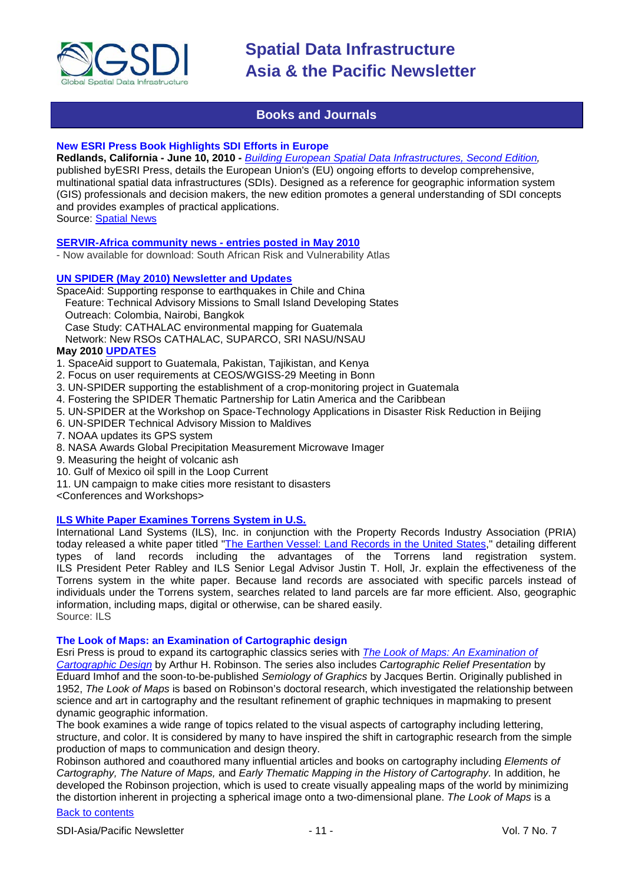## Books and Journals

### New ESRI Press Book Highlights SDI Efforts in Europe

**Redlands, California - June 10, 2010 -** *Building European Spatial Data Infrastructures, Second Edition,* published byESRI Press, details the European Union's (EU) ongoing efforts to develop comprehensive, multinational spatial data infrastructures (SDIs). Designed as a reference for geographic information system (GIS) professionals and decision makers, the new edition promotes a general understanding of SDI concepts and provides examples of practical applications.

Source: Spatial News

### SERVIR-Africa community news - entries posted in May 2010

- Now available for download: South African Risk and Vulnerability Atlas

### UN SPIDER (May 2010) Newsletter and Updates

SpaceAid: Supporting response to earthquakes in Chile and China
Feature: Technical Advisory Missions to Small Island Developing States
Outreach: Colombia, Nairobi, Bangkok
Case Study: CATHALAC environmental mapping for Guatemala
Network: New RSOs CATHALAC, SUPARCO, SRI NASU/NSAU

**May 2010 UPDATES**

1. SpaceAid support to Guatemala, Pakistan, Tajikistan, and Kenya
2. Focus on user requirements at CEOS/WGISS-29 Meeting in Bonn
3. UN-SPIDER supporting the establishment of a crop-monitoring project in Guatemala
4. Fostering the SPIDER Thematic Partnership for Latin America and the Caribbean
5. UN-SPIDER at the Workshop on Space-Technology Applications in Disaster Risk Reduction in Beijing
6. UN-SPIDER Technical Advisory Mission to Maldives
7. NOAA updates its GPS system
8. NASA Awards Global Precipitation Measurement Microwave Imager
9. Measuring the height of volcanic ash
10. Gulf of Mexico oil spill in the Loop Current
11. UN campaign to make cities more resistant to disasters

<Conferences and Workshops>

### ILS White Paper Examines Torrens System in U.S.

International Land Systems (ILS), Inc. in conjunction with the Property Records Industry Association (PRIA) today released a white paper titled "The Earthen Vessel: Land Records in the United States," detailing different types of land records including the advantages of the Torrens land registration system. ILS President Peter Rabley and ILS Senior Legal Advisor Justin T. Holl, Jr. explain the effectiveness of the Torrens system in the white paper. Because land records are associated with specific parcels instead of individuals under the Torrens system, searches related to land parcels are far more efficient. Also, geographic information, including maps, digital or otherwise, can be shared easily.

Source: ILS

### The Look of Maps: an Examination of Cartographic design

Esri Press is proud to expand its cartographic classics series with *The Look of Maps: An Examination of Cartographic Design* by Arthur H. Robinson. The series also includes *Cartographic Relief Presentation* by Eduard Imhof and the soon-to-be-published *Semiology of Graphics* by Jacques Bertin. Originally published in 1952, *The Look of Maps* is based on Robinson's doctoral research, which investigated the relationship between science and art in cartography and the resultant refinement of graphic techniques in mapmaking to present dynamic geographic information.

The book examines a wide range of topics related to the visual aspects of cartography including lettering, structure, and color. It is considered by many to have inspired the shift in cartographic research from the simple production of maps to communication and design theory.

Robinson authored and coauthored many influential articles and books on cartography including *Elements of Cartography, The Nature of Maps,* and *Early Thematic Mapping in the History of Cartography.* In addition, he developed the Robinson projection, which is used to create visually appealing maps of the world by minimizing the distortion inherent in projecting a spherical image onto a two-dimensional plane. *The Look of Maps* is a

Back to contents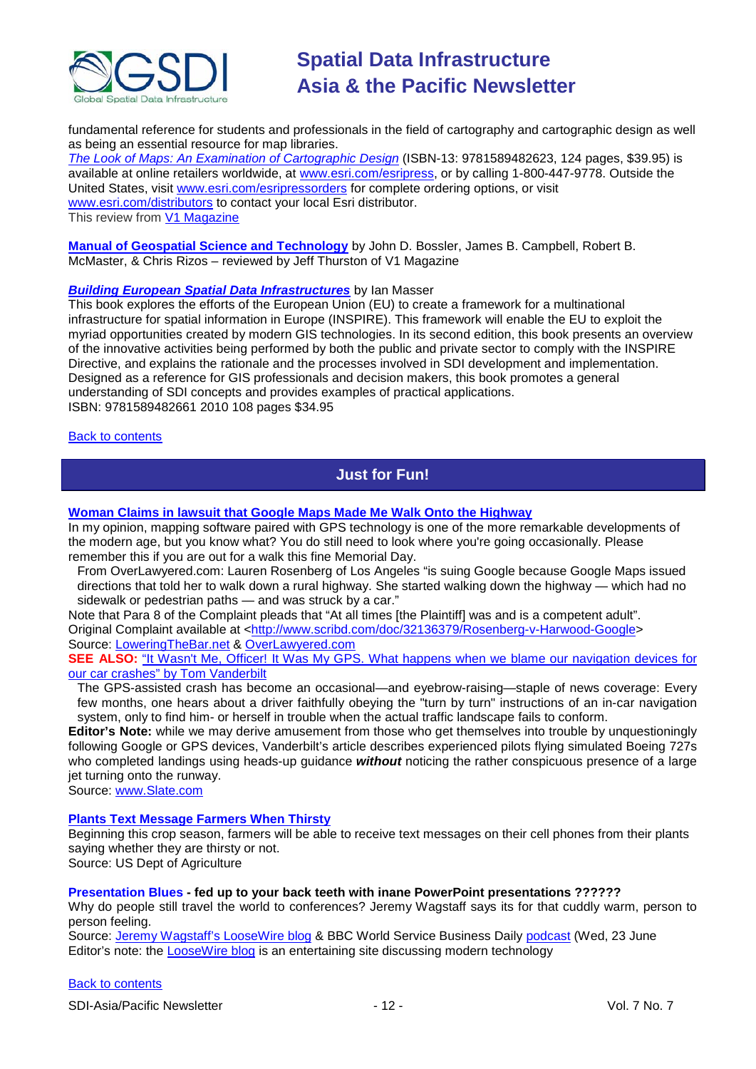fundamental reference for students and professionals in the field of cartography and cartographic design as well as being an essential resource for map libraries.

*The Look of Maps: An Examination of Cartographic Design* (ISBN-13: 9781589482623, 124 pages, $39.95) is available at online retailers worldwide, at www.esri.com/esripress, or by calling 1-800-447-9778. Outside the United States, visit www.esri.com/esripressorders for complete ordering options, or visit www.esri.com/distributors to contact your local Esri distributor.

This review from V1 Magazine

**Manual of Geospatial Science and Technology** by John D. Bossler, James B. Campbell, Robert B. McMaster, & Chris Rizos – reviewed by Jeff Thurston of V1 Magazine

***Building European Spatial Data Infrastructures*** by Ian Masser

This book explores the efforts of the European Union (EU) to create a framework for a multinational infrastructure for spatial information in Europe (INSPIRE). This framework will enable the EU to exploit the myriad opportunities created by modern GIS technologies. In its second edition, this book presents an overview of the innovative activities being performed by both the public and private sector to comply with the INSPIRE Directive, and explains the rationale and the processes involved in SDI development and implementation. Designed as a reference for GIS professionals and decision makers, this book promotes a general understanding of SDI concepts and provides examples of practical applications.

ISBN: 9781589482661 2010 108 pages $34.95

Back to contents

## Just for Fun!

**Woman Claims in lawsuit that Google Maps Made Me Walk Onto the Highway**

In my opinion, mapping software paired with GPS technology is one of the more remarkable developments of the modern age, but you know what? You do still need to look where you're going occasionally. Please remember this if you are out for a walk this fine Memorial Day.

> From OverLawyered.com: Lauren Rosenberg of Los Angeles "is suing Google because Google Maps issued directions that told her to walk down a rural highway. She started walking down the highway — which had no sidewalk or pedestrian paths — and was struck by a car."

Note that Para 8 of the Complaint pleads that "At all times [the Plaintiff] was and is a competent adult".

Original Complaint available at <http://www.scribd.com/doc/32136379/Rosenberg-v-Harwood-Google>

Source: LoweringTheBar.net & OverLawyered.com

**SEE ALSO:** "It Wasn't Me, Officer! It Was My GPS. What happens when we blame our navigation devices for our car crashes" by Tom Vanderbilt

> The GPS-assisted crash has become an occasional—and eyebrow-raising—staple of news coverage: Every few months, one hears about a driver faithfully obeying the "turn by turn" instructions of an in-car navigation system, only to find him- or herself in trouble when the actual traffic landscape fails to conform.

**Editor's Note:** while we may derive amusement from those who get themselves into trouble by unquestioningly following Google or GPS devices, Vanderbilt's article describes experienced pilots flying simulated Boeing 727s who completed landings using heads-up guidance ***without*** noticing the rather conspicuous presence of a large jet turning onto the runway.

Source: www.Slate.com

**Plants Text Message Farmers When Thirsty**

Beginning this crop season, farmers will be able to receive text messages on their cell phones from their plants saying whether they are thirsty or not.

Source: US Dept of Agriculture

**Presentation Blues - fed up to your back teeth with inane PowerPoint presentations ??????**

Why do people still travel the world to conferences? Jeremy Wagstaff says its for that cuddly warm, person to person feeling.

Source: Jeremy Wagstaff's LooseWire blog & BBC World Service Business Daily podcast (Wed, 23 June

Editor's note: the LooseWire blog is an entertaining site discussing modern technology

Back to contents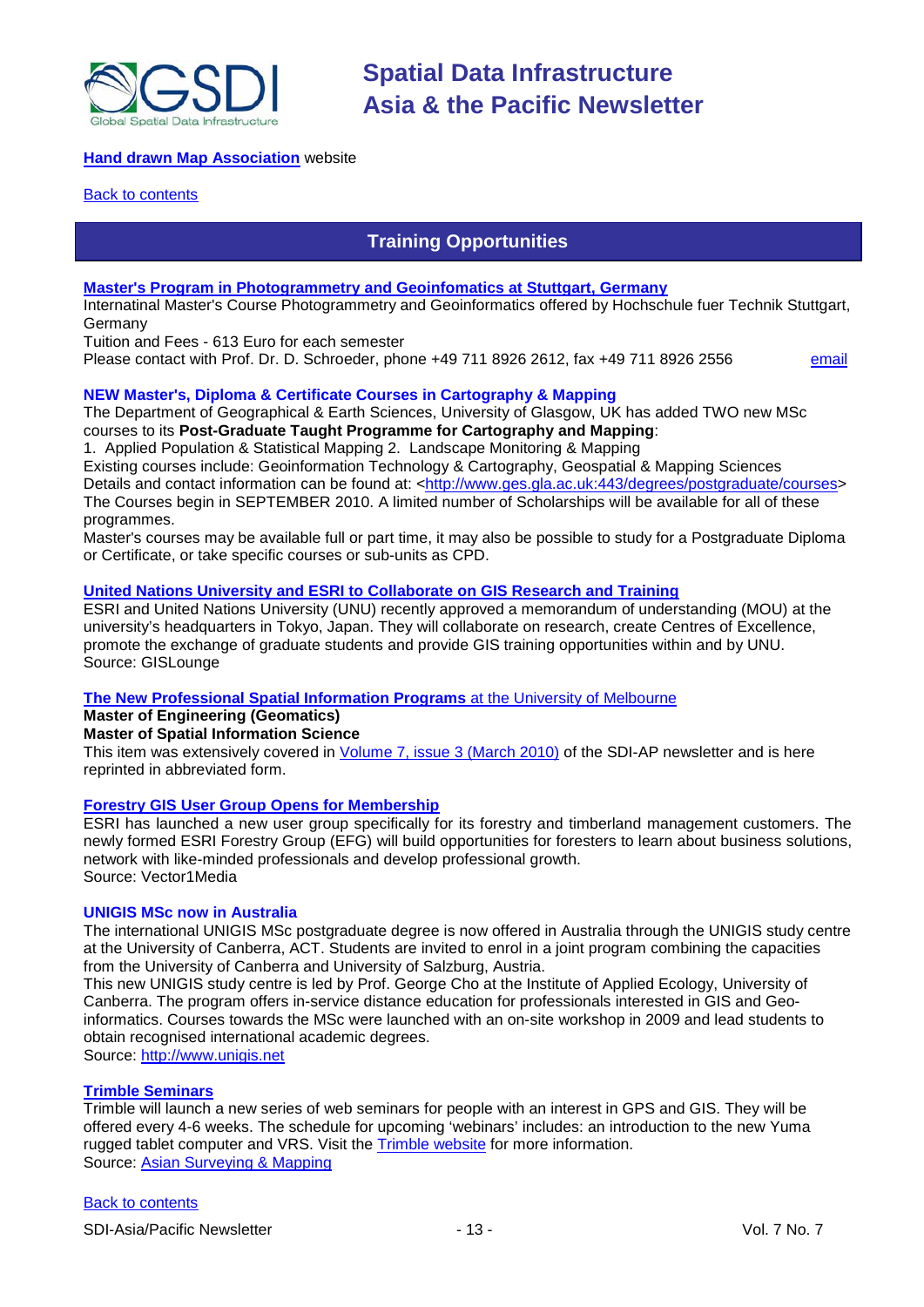**Hand drawn Map Association** website

Back to contents

## Training Opportunities

**Master's Program in Photogrammetry and Geoinfomatics at Stuttgart, Germany**

Internatinal Master's Course Photogrammetry and Geoinformatics offered by Hochschule fuer Technik Stuttgart, Germany

Tuition and Fees - 613 Euro for each semester

Please contact with Prof. Dr. D. Schroeder, phone +49 711 8926 2612, fax +49 711 8926 2556 email

**NEW Master's, Diploma & Certificate Courses in Cartography & Mapping**

The Department of Geographical & Earth Sciences, University of Glasgow, UK has added TWO new MSc courses to its **Post-Graduate Taught Programme for Cartography and Mapping**:

1. Applied Population & Statistical Mapping 2. Landscape Monitoring & Mapping

Existing courses include: Geoinformation Technology & Cartography, Geospatial & Mapping Sciences

Details and contact information can be found at: <http://www.ges.gla.ac.uk:443/degrees/postgraduate/courses>

The Courses begin in SEPTEMBER 2010. A limited number of Scholarships will be available for all of these programmes.

Master's courses may be available full or part time, it may also be possible to study for a Postgraduate Diploma or Certificate, or take specific courses or sub-units as CPD.

**United Nations University and ESRI to Collaborate on GIS Research and Training**

ESRI and United Nations University (UNU) recently approved a memorandum of understanding (MOU) at the university's headquarters in Tokyo, Japan. They will collaborate on research, create Centres of Excellence, promote the exchange of graduate students and provide GIS training opportunities within and by UNU.

Source: GISLounge

**The New Professional Spatial Information Programs** at the University of Melbourne

**Master of Engineering (Geomatics)**

**Master of Spatial Information Science**

This item was extensively covered in Volume 7, issue 3 (March 2010) of the SDI-AP newsletter and is here reprinted in abbreviated form.

**Forestry GIS User Group Opens for Membership**

ESRI has launched a new user group specifically for its forestry and timberland management customers. The newly formed ESRI Forestry Group (EFG) will build opportunities for foresters to learn about business solutions, network with like-minded professionals and develop professional growth.

Source: Vector1Media

**UNIGIS MSc now in Australia**

The international UNIGIS MSc postgraduate degree is now offered in Australia through the UNIGIS study centre at the University of Canberra, ACT. Students are invited to enrol in a joint program combining the capacities from the University of Canberra and University of Salzburg, Austria.

This new UNIGIS study centre is led by Prof. George Cho at the Institute of Applied Ecology, University of Canberra. The program offers in-service distance education for professionals interested in GIS and Geo-informatics. Courses towards the MSc were launched with an on-site workshop in 2009 and lead students to obtain recognised international academic degrees.

Source: http://www.unigis.net

**Trimble Seminars**

Trimble will launch a new series of web seminars for people with an interest in GPS and GIS. They will be offered every 4-6 weeks. The schedule for upcoming 'webinars' includes: an introduction to the new Yuma rugged tablet computer and VRS. Visit the Trimble website for more information.

Source: Asian Surveying & Mapping

Back to contents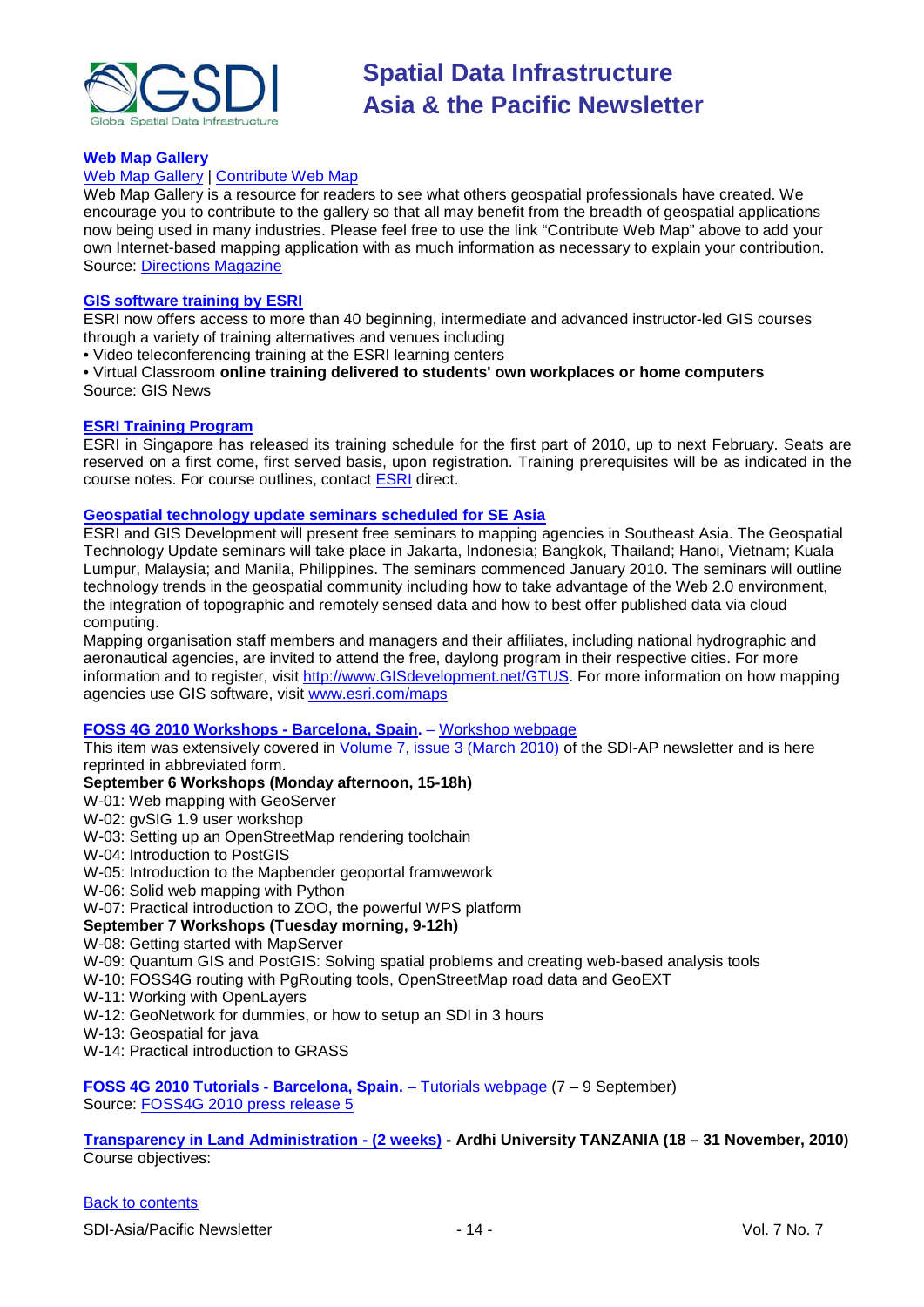### Web Map Gallery

Web Map Gallery | Contribute Web Map

Web Map Gallery is a resource for readers to see what others geospatial professionals have created. We encourage you to contribute to the gallery so that all may benefit from the breadth of geospatial applications now being used in many industries. Please feel free to use the link "Contribute Web Map" above to add your own Internet-based mapping application with as much information as necessary to explain your contribution.
Source: Directions Magazine

### GIS software training by ESRI

ESRI now offers access to more than 40 beginning, intermediate and advanced instructor-led GIS courses through a variety of training alternatives and venues including

- Video teleconferencing training at the ESRI learning centers
- Virtual Classroom **online training delivered to students' own workplaces or home computers**

Source: GIS News

### ESRI Training Program

ESRI in Singapore has released its training schedule for the first part of 2010, up to next February. Seats are reserved on a first come, first served basis, upon registration. Training prerequisites will be as indicated in the course notes. For course outlines, contact ESRI direct.

### Geospatial technology update seminars scheduled for SE Asia

ESRI and GIS Development will present free seminars to mapping agencies in Southeast Asia. The Geospatial Technology Update seminars will take place in Jakarta, Indonesia; Bangkok, Thailand; Hanoi, Vietnam; Kuala Lumpur, Malaysia; and Manila, Philippines. The seminars commenced January 2010. The seminars will outline technology trends in the geospatial community including how to take advantage of the Web 2.0 environment, the integration of topographic and remotely sensed data and how to best offer published data via cloud computing.

Mapping organisation staff members and managers and their affiliates, including national hydrographic and aeronautical agencies, are invited to attend the free, daylong program in their respective cities. For more information and to register, visit http://www.GISdevelopment.net/GTUS. For more information on how mapping agencies use GIS software, visit www.esri.com/maps

### FOSS 4G 2010 Workshops - Barcelona, Spain. – Workshop webpage

This item was extensively covered in Volume 7, issue 3 (March 2010) of the SDI-AP newsletter and is here reprinted in abbreviated form.

**September 6 Workshops (Monday afternoon, 15-18h)**

W-01: Web mapping with GeoServer
W-02: gvSIG 1.9 user workshop
W-03: Setting up an OpenStreetMap rendering toolchain
W-04: Introduction to PostGIS
W-05: Introduction to the Mapbender geoportal framwework
W-06: Solid web mapping with Python
W-07: Practical introduction to ZOO, the powerful WPS platform

**September 7 Workshops (Tuesday morning, 9-12h)**

W-08: Getting started with MapServer
W-09: Quantum GIS and PostGIS: Solving spatial problems and creating web-based analysis tools
W-10: FOSS4G routing with PgRouting tools, OpenStreetMap road data and GeoEXT
W-11: Working with OpenLayers
W-12: GeoNetwork for dummies, or how to setup an SDI in 3 hours
W-13: Geospatial for java
W-14: Practical introduction to GRASS

**FOSS 4G 2010 Tutorials - Barcelona, Spain.** – Tutorials webpage (7 – 9 September)
Source: FOSS4G 2010 press release 5

**Transparency in Land Administration - (2 weeks) - Ardhi University TANZANIA (18 – 31 November, 2010)**
Course objectives:

Back to contents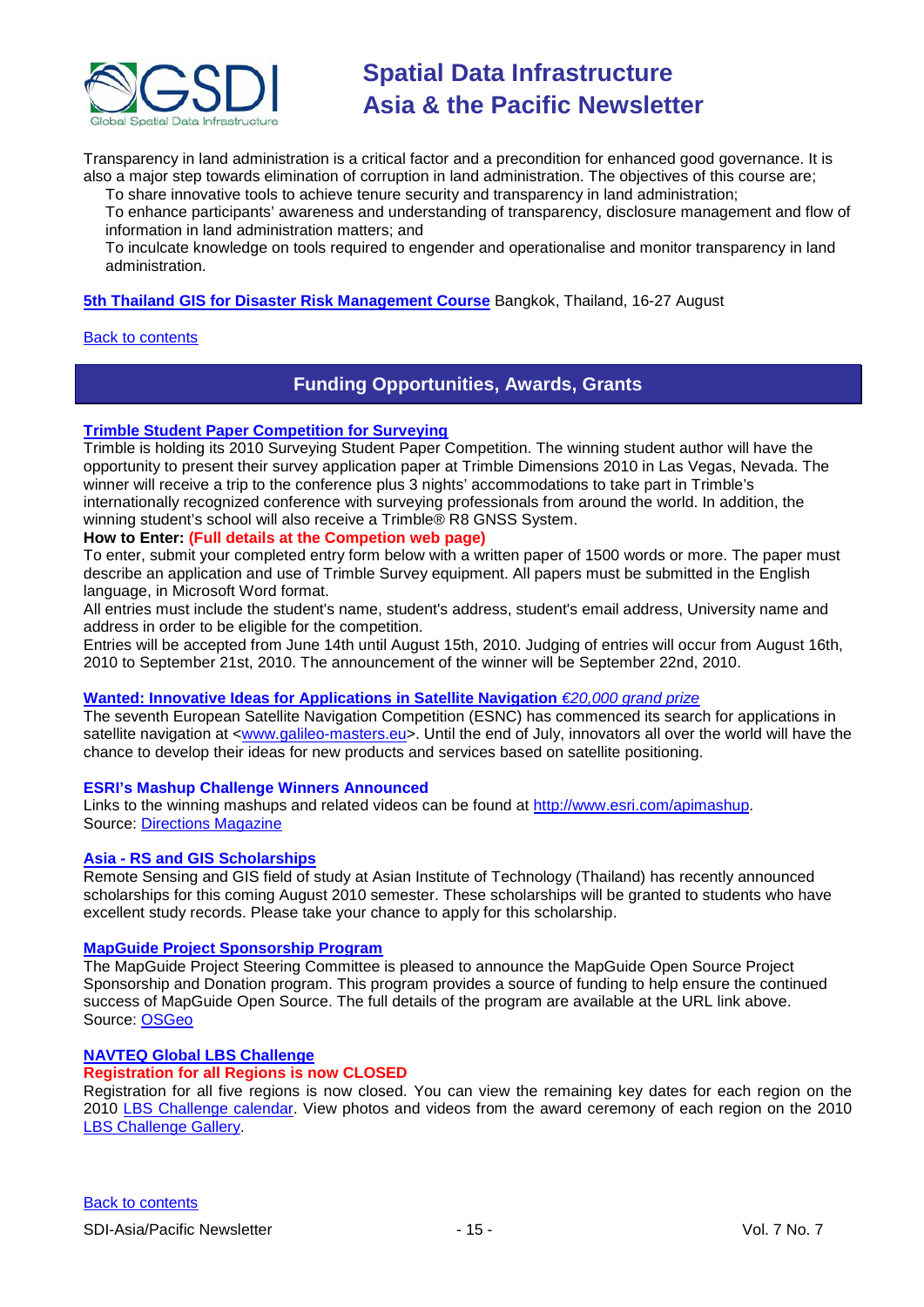Transparency in land administration is a critical factor and a precondition for enhanced good governance. It is also a major step towards elimination of corruption in land administration. The objectives of this course are;

- To share innovative tools to achieve tenure security and transparency in land administration;
- To enhance participants' awareness and understanding of transparency, disclosure management and flow of information in land administration matters; and
- To inculcate knowledge on tools required to engender and operationalise and monitor transparency in land administration.

**5th Thailand GIS for Disaster Risk Management Course** Bangkok, Thailand, 16-27 August

Back to contents

## Funding Opportunities, Awards, Grants

**Trimble Student Paper Competition for Surveying**

Trimble is holding its 2010 Surveying Student Paper Competition. The winning student author will have the opportunity to present their survey application paper at Trimble Dimensions 2010 in Las Vegas, Nevada. The winner will receive a trip to the conference plus 3 nights' accommodations to take part in Trimble's internationally recognized conference with surveying professionals from around the world. In addition, the winning student's school will also receive a Trimble® R8 GNSS System.

**How to Enter: (Full details at the Competion web page)**

To enter, submit your completed entry form below with a written paper of 1500 words or more. The paper must describe an application and use of Trimble Survey equipment. All papers must be submitted in the English language, in Microsoft Word format.

All entries must include the student's name, student's address, student's email address, University name and address in order to be eligible for the competition.

Entries will be accepted from June 14th until August 15th, 2010. Judging of entries will occur from August 16th, 2010 to September 21st, 2010. The announcement of the winner will be September 22nd, 2010.

**Wanted: Innovative Ideas for Applications in Satellite Navigation** *€20,000 grand prize*

The seventh European Satellite Navigation Competition (ESNC) has commenced its search for applications in satellite navigation at <www.galileo-masters.eu>. Until the end of July, innovators all over the world will have the chance to develop their ideas for new products and services based on satellite positioning.

**ESRI's Mashup Challenge Winners Announced**

Links to the winning mashups and related videos can be found at http://www.esri.com/apimashup.
Source: Directions Magazine

**Asia - RS and GIS Scholarships**

Remote Sensing and GIS field of study at Asian Institute of Technology (Thailand) has recently announced scholarships for this coming August 2010 semester. These scholarships will be granted to students who have excellent study records. Please take your chance to apply for this scholarship.

**MapGuide Project Sponsorship Program**

The MapGuide Project Steering Committee is pleased to announce the MapGuide Open Source Project Sponsorship and Donation program. This program provides a source of funding to help ensure the continued success of MapGuide Open Source. The full details of the program are available at the URL link above.
Source: OSGeo

**NAVTEQ Global LBS Challenge**

**Registration for all Regions is now CLOSED**

Registration for all five regions is now closed. You can view the remaining key dates for each region on the 2010 LBS Challenge calendar. View photos and videos from the award ceremony of each region on the 2010 LBS Challenge Gallery.

Back to contents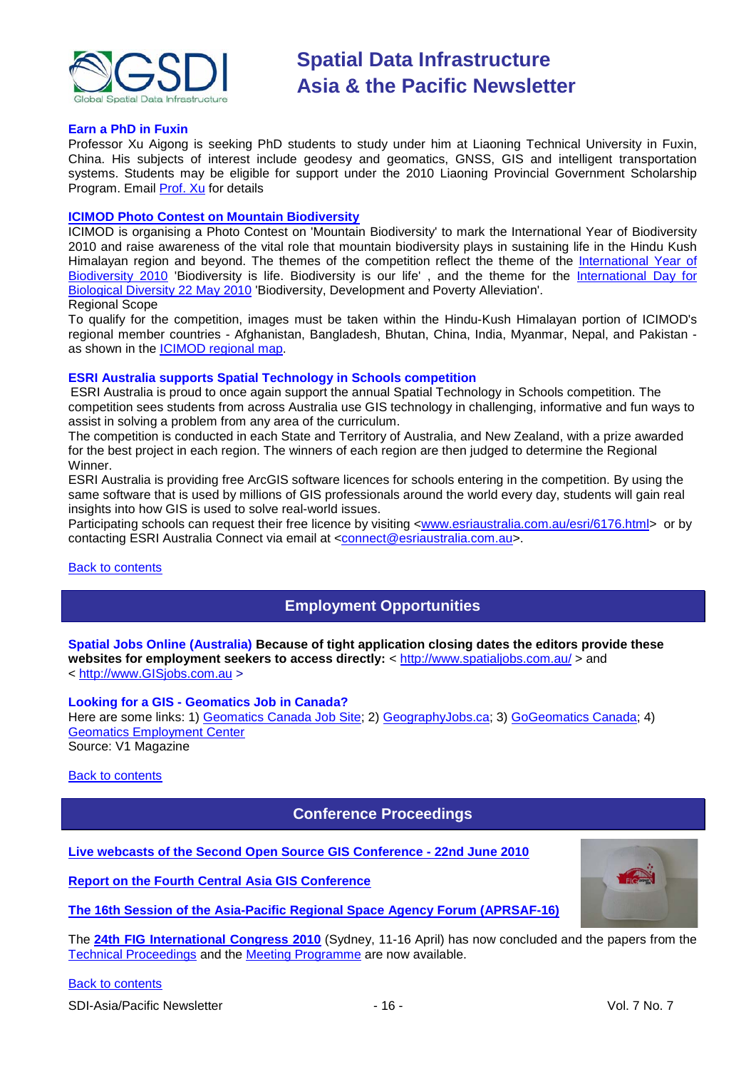### Earn a PhD in Fuxin

Professor Xu Aigong is seeking PhD students to study under him at Liaoning Technical University in Fuxin, China. His subjects of interest include geodesy and geomatics, GNSS, GIS and intelligent transportation systems. Students may be eligible for support under the 2010 Liaoning Provincial Government Scholarship Program. Email Prof. Xu for details

### ICIMOD Photo Contest on Mountain Biodiversity

ICIMOD is organising a Photo Contest on 'Mountain Biodiversity' to mark the International Year of Biodiversity 2010 and raise awareness of the vital role that mountain biodiversity plays in sustaining life in the Hindu Kush Himalayan region and beyond. The themes of the competition reflect the theme of the International Year of Biodiversity 2010 'Biodiversity is life. Biodiversity is our life' , and the theme for the International Day for Biological Diversity 22 May 2010 'Biodiversity, Development and Poverty Alleviation'.

Regional Scope

To qualify for the competition, images must be taken within the Hindu-Kush Himalayan portion of ICIMOD's regional member countries - Afghanistan, Bangladesh, Bhutan, China, India, Myanmar, Nepal, and Pakistan - as shown in the ICIMOD regional map.

### ESRI Australia supports Spatial Technology in Schools competition

ESRI Australia is proud to once again support the annual Spatial Technology in Schools competition. The competition sees students from across Australia use GIS technology in challenging, informative and fun ways to assist in solving a problem from any area of the curriculum.

The competition is conducted in each State and Territory of Australia, and New Zealand, with a prize awarded for the best project in each region. The winners of each region are then judged to determine the Regional Winner.

ESRI Australia is providing free ArcGIS software licences for schools entering in the competition. By using the same software that is used by millions of GIS professionals around the world every day, students will gain real insights into how GIS is used to solve real-world issues.

Participating schools can request their free licence by visiting <www.esriaustralia.com.au/esri/6176.html> or by contacting ESRI Australia Connect via email at <connect@esriaustralia.com.au>.

Back to contents

## Employment Opportunities

**Spatial Jobs Online (Australia) Because of tight application closing dates the editors provide these websites for employment seekers to access directly:** < http://www.spatialjobs.com.au/ > and < http://www.GISjobs.com.au >

### Looking for a GIS - Geomatics Job in Canada?

Here are some links: 1) Geomatics Canada Job Site; 2) GeographyJobs.ca; 3) GoGeomatics Canada; 4) Geomatics Employment Center

Source: V1 Magazine

Back to contents

## Conference Proceedings

**Live webcasts of the Second Open Source GIS Conference - 22nd June 2010**

**Report on the Fourth Central Asia GIS Conference**

**The 16th Session of the Asia-Pacific Regional Space Agency Forum (APRSAF-16)**

The **24th FIG International Congress 2010** (Sydney, 11-16 April) has now concluded and the papers from the Technical Proceedings and the Meeting Programme are now available.

Back to contents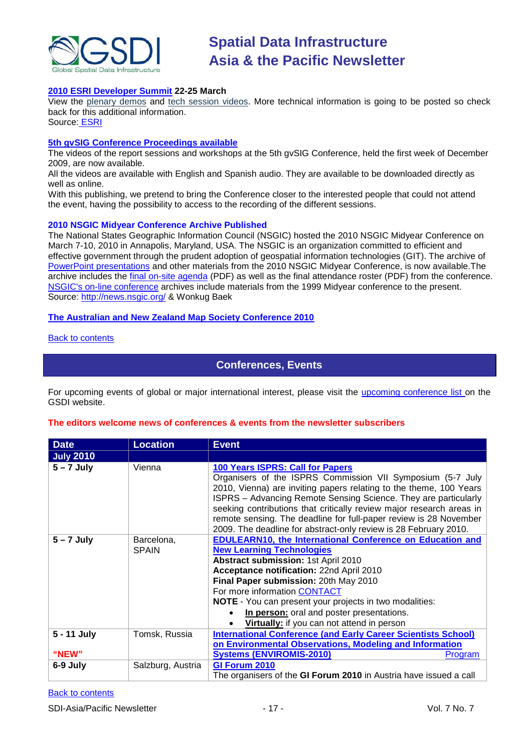**2010 ESRI Developer Summit 22-25 March**

View the plenary demos and tech session videos. More technical information is going to be posted so check back for this additional information.
Source: ESRI

**5th gvSIG Conference Proceedings available**

The videos of the report sessions and workshops at the 5th gvSIG Conference, held the first week of December 2009, are now available.
All the videos are available with English and Spanish audio. They are available to be downloaded directly as well as online.
With this publishing, we pretend to bring the Conference closer to the interested people that could not attend the event, having the possibility to access to the recording of the different sessions.

**2010 NSGIC Midyear Conference Archive Published**

The National States Geographic Information Council (NSGIC) hosted the 2010 NSGIC Midyear Conference on March 7-10, 2010 in Annapolis, Maryland, USA. The NSGIC is an organization committed to efficient and effective government through the prudent adoption of geospatial information technologies (GIT). The archive of PowerPoint presentations and other materials from the 2010 NSGIC Midyear Conference, is now available.The archive includes the final on-site agenda (PDF) as well as the final attendance roster (PDF) from the conference. NSGIC's on-line conference archives include materials from the 1999 Midyear conference to the present.
Source: http://news.nsgic.org/ & Wonkug Baek

**The Australian and New Zealand Map Society Conference 2010**

Back to contents

## Conferences, Events

For upcoming events of global or major international interest, please visit the upcoming conference list on the GSDI website.

**The editors welcome news of conferences & events from the newsletter subscribers**

| Date | Location | Event |
|---|---|---|
| **July 2010** | | |
| **5 – 7 July** | Vienna | **100 Years ISPRS: Call for Papers**<br>Organisers of the ISPRS Commission VII Symposium (5-7 July 2010, Vienna) are inviting papers relating to the theme, 100 Years ISPRS – Advancing Remote Sensing Science. They are particularly seeking contributions that critically review major research areas in remote sensing. The deadline for full-paper review is 28 November 2009. The deadline for abstract-only review is 28 February 2010. |
| **5 – 7 July** | Barcelona, SPAIN | **EDULEARN10, the International Conference on Education and New Learning Technologies**<br>**Abstract submission:** 1st April 2010<br>**Acceptance notification:** 22nd April 2010<br>**Final Paper submission:** 20th May 2010<br>For more information CONTACT<br>**NOTE** - You can present your projects in two modalities:<br>• **In person:** oral and poster presentations.<br>• **Virtually:** if you can not attend in person |
| **5 - 11 July**<br>**"NEW"** | Tomsk, Russia | **International Conference (and Early Career Scientists School) on Environmental Observations, Modeling and Information Systems (ENVIROMIS-2010)** Program |
| **6-9 July** | Salzburg, Austria | **GI Forum 2010**<br>The organisers of the **GI Forum 2010** in Austria have issued a call |

Back to contents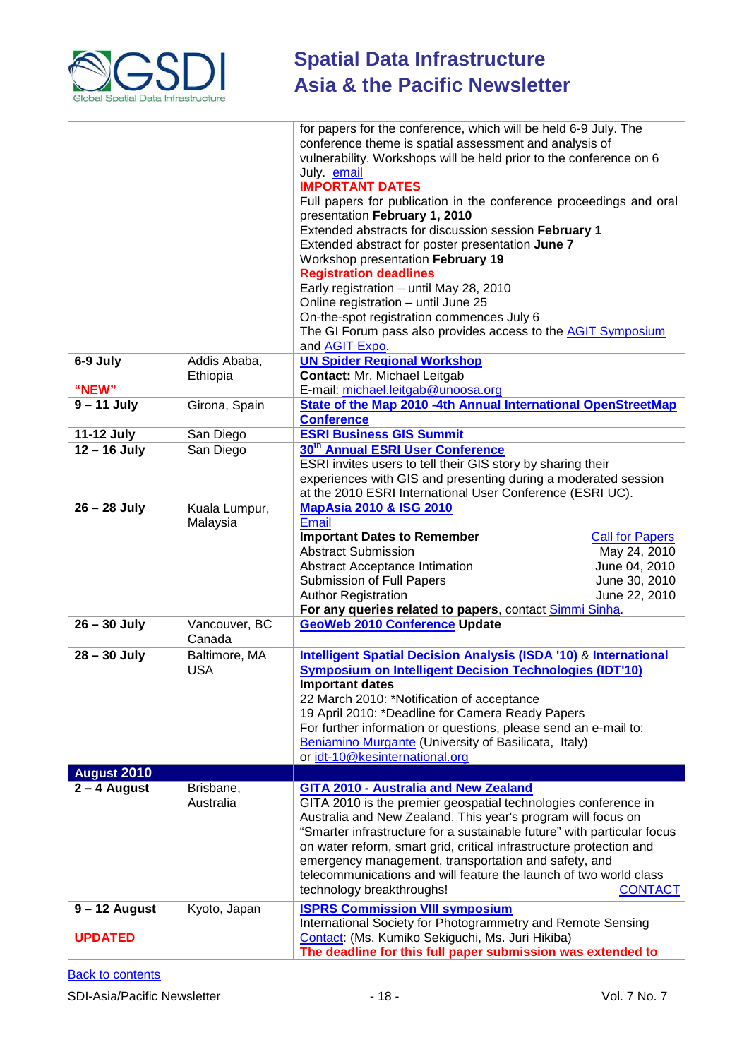| | | |
|---|---|---|
| | | for papers for the conference, which will be held 6-9 July. The conference theme is spatial assessment and analysis of vulnerability. Workshops will be held prior to the conference on 6 July. email<br>**IMPORTANT DATES**<br>Full papers for publication in the conference proceedings and oral presentation **February 1, 2010**<br>Extended abstracts for discussion session **February 1**<br>Extended abstract for poster presentation **June 7**<br>Workshop presentation **February 19**<br>**Registration deadlines**<br>Early registration – until May 28, 2010<br>Online registration – until June 25<br>On-the-spot registration commences July 6<br>The GI Forum pass also provides access to the AGIT Symposium and AGIT Expo. |
| **6-9 July**<br><br>**"NEW"** | Addis Ababa, Ethiopia | **UN Spider Regional Workshop**<br>**Contact:** Mr. Michael Leitgab<br>E-mail: michael.leitgab@unoosa.org |
| **9 – 11 July** | Girona, Spain | **State of the Map 2010 -4th Annual International OpenStreetMap Conference** |
| **11-12 July** | San Diego | **ESRI Business GIS Summit** |
| **12 – 16 July** | San Diego | **30th Annual ESRI User Conference**<br>ESRI invites users to tell their GIS story by sharing their experiences with GIS and presenting during a moderated session at the 2010 ESRI International User Conference (ESRI UC). |
| **26 – 28 July** | Kuala Lumpur, Malaysia | **MapAsia 2010 & ISG 2010**<br>Email<br>**Important Dates to Remember** — Call for Papers<br>Abstract Submission — May 24, 2010<br>Abstract Acceptance Intimation — June 04, 2010<br>Submission of Full Papers — June 30, 2010<br>Author Registration — June 22, 2010<br>**For any queries related to papers**, contact Simmi Sinha. |
| **26 – 30 July** | Vancouver, BC Canada | **GeoWeb 2010 Conference** **Update** |
| **28 – 30 July** | Baltimore, MA USA | **Intelligent Spatial Decision Analysis (ISDA '10)** & **International Symposium on Intelligent Decision Technologies (IDT'10)**<br>**Important dates**<br>22 March 2010: *Notification of acceptance<br>19 April 2010: *Deadline for Camera Ready Papers<br>For further information or questions, please send an e-mail to: Beniamino Murgante (University of Basilicata, Italy) or idt-10@kesinternational.org |
| **August 2010** | | |
| **2 – 4 August** | Brisbane, Australia | **GITA 2010 - Australia and New Zealand**<br>GITA 2010 is the premier geospatial technologies conference in Australia and New Zealand. This year's program will focus on "Smarter infrastructure for a sustainable future" with particular focus on water reform, smart grid, critical infrastructure protection and emergency management, transportation and safety, and telecommunications and will feature the launch of two world class technology breakthroughs! CONTACT |
| **9 – 12 August**<br><br>**UPDATED** | Kyoto, Japan | **ISPRS Commission VIII symposium**<br>International Society for Photogrammetry and Remote Sensing<br>Contact: (Ms. Kumiko Sekiguchi, Ms. Juri Hikiba)<br>**The deadline for this full paper submission was extended to** |

Back to contents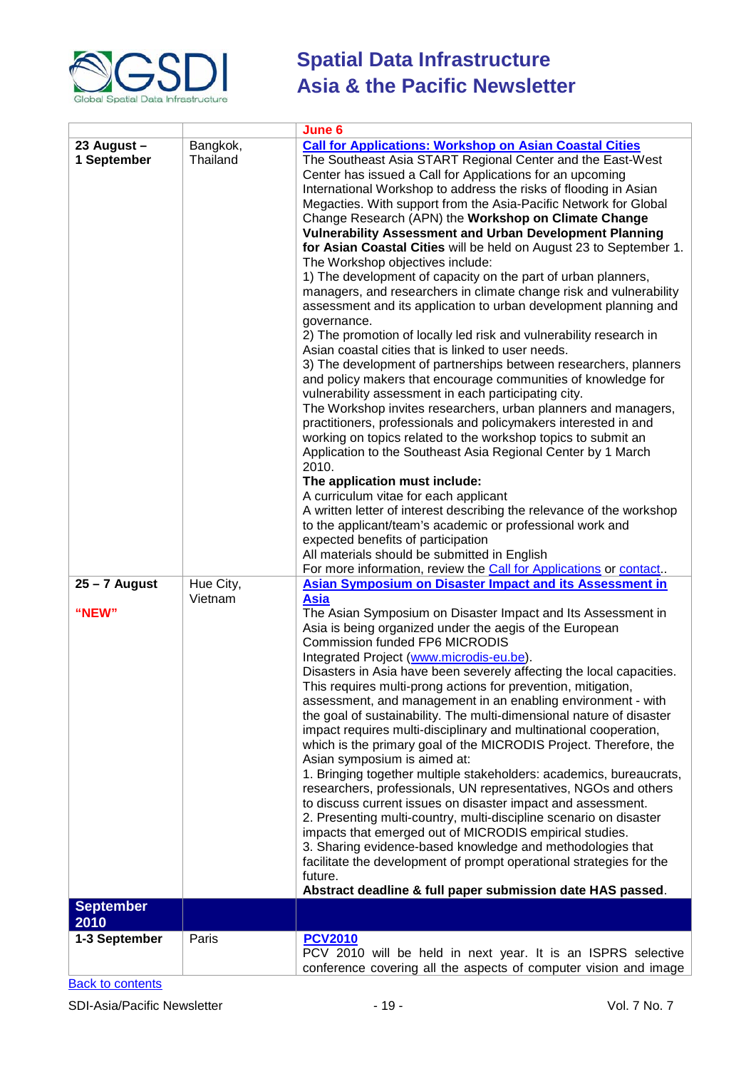| | | June 6 |
|---|---|---|
| **23 August – 1 September** | Bangkok, Thailand | **Call for Applications: Workshop on Asian Coastal Cities**<br>The Southeast Asia START Regional Center and the East-West Center has issued a Call for Applications for an upcoming International Workshop to address the risks of flooding in Asian Megacties. With support from the Asia-Pacific Network for Global Change Research (APN) the **Workshop on Climate Change Vulnerability Assessment and Urban Development Planning for Asian Coastal Cities** will be held on August 23 to September 1.<br>The Workshop objectives include:<br>1) The development of capacity on the part of urban planners, managers, and researchers in climate change risk and vulnerability assessment and its application to urban development planning and governance.<br>2) The promotion of locally led risk and vulnerability research in Asian coastal cities that is linked to user needs.<br>3) The development of partnerships between researchers, planners and policy makers that encourage communities of knowledge for vulnerability assessment in each participating city.<br>The Workshop invites researchers, urban planners and managers, practitioners, professionals and policymakers interested in and working on topics related to the workshop topics to submit an Application to the Southeast Asia Regional Center by 1 March 2010.<br>**The application must include:**<br>A curriculum vitae for each applicant<br>A written letter of interest describing the relevance of the workshop to the applicant/team's academic or professional work and expected benefits of participation<br>All materials should be submitted in English<br>For more information, review the Call for Applications or contact.. |
| **25 – 7 August**<br><br>**"NEW"** | Hue City, Vietnam | **Asian Symposium on Disaster Impact and its Assessment in Asia**<br>The Asian Symposium on Disaster Impact and Its Assessment in Asia is being organized under the aegis of the European Commission funded FP6 MICRODIS Integrated Project (www.microdis-eu.be).<br>Disasters in Asia have been severely affecting the local capacities. This requires multi-prong actions for prevention, mitigation, assessment, and management in an enabling environment - with the goal of sustainability. The multi-dimensional nature of disaster impact requires multi-disciplinary and multinational cooperation, which is the primary goal of the MICRODIS Project. Therefore, the Asian symposium is aimed at:<br>1. Bringing together multiple stakeholders: academics, bureaucrats, researchers, professionals, UN representatives, NGOs and others to discuss current issues on disaster impact and assessment.<br>2. Presenting multi-country, multi-discipline scenario on disaster impacts that emerged out of MICRODIS empirical studies.<br>3. Sharing evidence-based knowledge and methodologies that facilitate the development of prompt operational strategies for the future.<br>**Abstract deadline & full paper submission date HAS passed**. |
| **September 2010** | | |
| **1-3 September** | Paris | **PCV2010**<br>PCV 2010 will be held in next year. It is an ISPRS selective conference covering all the aspects of computer vision and image |

Back to contents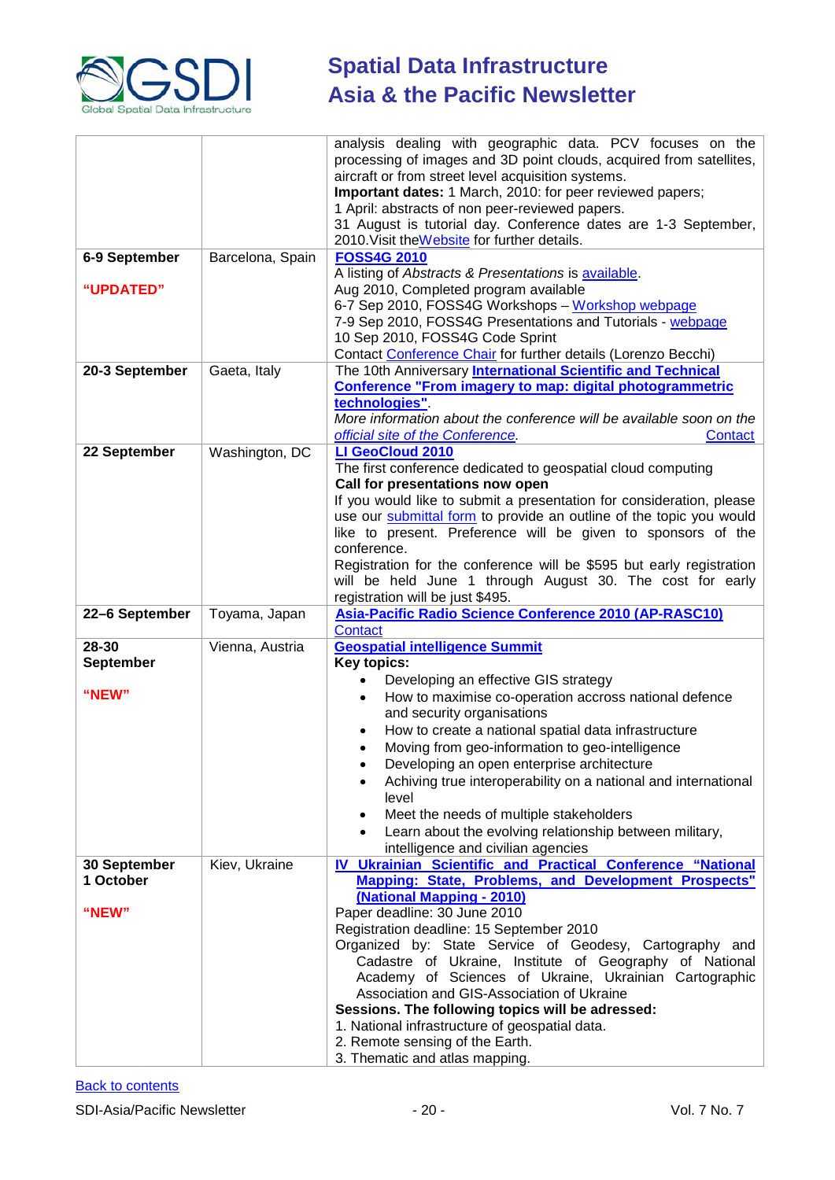| | | |
|---|---|---|
| | | analysis dealing with geographic data. PCV focuses on the processing of images and 3D point clouds, acquired from satellites, aircraft or from street level acquisition systems.<br>**Important dates:** 1 March, 2010: for peer reviewed papers;<br>1 April: abstracts of non peer-reviewed papers.<br>31 August is tutorial day. Conference dates are 1-3 September, 2010.Visit theWebsite for further details. |
| **6-9 September**<br><br>**"UPDATED"** | Barcelona, Spain | **FOSS4G 2010**<br>A listing of *Abstracts & Presentations* is available.<br>Aug 2010, Completed program available<br>6-7 Sep 2010, FOSS4G Workshops – Workshop webpage<br>7-9 Sep 2010, FOSS4G Presentations and Tutorials - webpage<br>10 Sep 2010, FOSS4G Code Sprint<br>Contact Conference Chair for further details (Lorenzo Becchi) |
| **20-3 September** | Gaeta, Italy | The 10th Anniversary **International Scientific and Technical Conference "From imagery to map: digital photogrammetric technologies"**.<br>*More information about the conference will be available soon on the official site of the Conference.* Contact |
| **22 September** | Washington, DC | **LI GeoCloud 2010**<br>The first conference dedicated to geospatial cloud computing<br>**Call for presentations now open**<br>If you would like to submit a presentation for consideration, please use our submittal form to provide an outline of the topic you would like to present. Preference will be given to sponsors of the conference.<br>Registration for the conference will be $595 but early registration will be held June 1 through August 30. The cost for early registration will be just $495. |
| **22–6 September** | Toyama, Japan | **Asia-Pacific Radio Science Conference 2010 (AP-RASC10)**<br>Contact |
| **28-30 September**<br><br>**"NEW"** | Vienna, Austria | **Geospatial intelligence Summit**<br>**Key topics:**<br>• Developing an effective GIS strategy<br>• How to maximise co-operation accross national defence and security organisations<br>• How to create a national spatial data infrastructure<br>• Moving from geo-information to geo-intelligence<br>• Developing an open enterprise architecture<br>• Achiving true interoperability on a national and international level<br>• Meet the needs of multiple stakeholders<br>• Learn about the evolving relationship between military, intelligence and civilian agencies |
| **30 September 1 October**<br><br>**"NEW"** | Kiev, Ukraine | **IV Ukrainian Scientific and Practical Conference "National Mapping: State, Problems, and Development Prospects" (National Mapping - 2010)**<br>Paper deadline: 30 June 2010<br>Registration deadline: 15 September 2010<br>Organized by: State Service of Geodesy, Cartography and Cadastre of Ukraine, Institute of Geography of National Academy of Sciences of Ukraine, Ukrainian Cartographic Association and GIS-Association of Ukraine<br>**Sessions. The following topics will be adressed:**<br>1. National infrastructure of geospatial data.<br>2. Remote sensing of the Earth.<br>3. Thematic and atlas mapping. |

Back to contents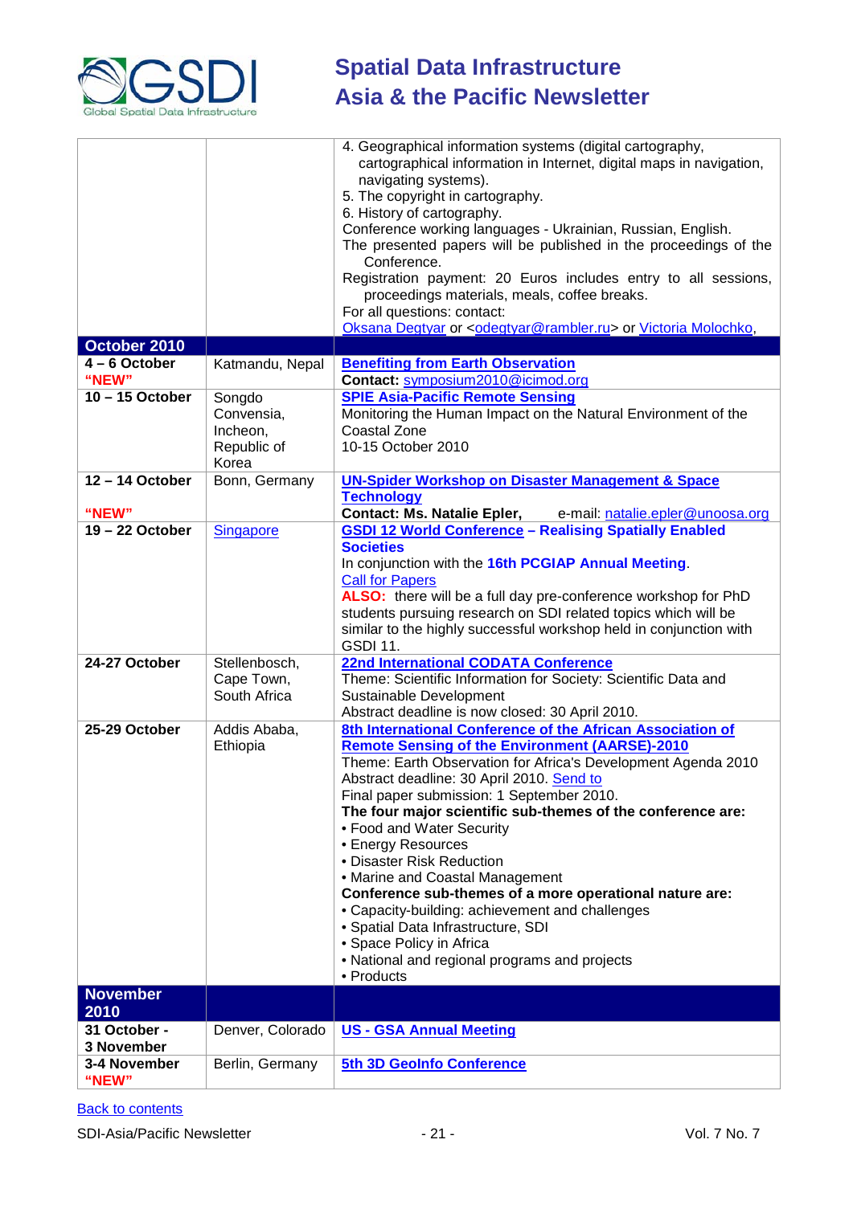| | | |
|---|---|---|
| | | 4. Geographical information systems (digital cartography, cartographical information in Internet, digital maps in navigation, navigating systems).<br>5. The copyright in cartography.<br>6. History of cartography.<br>Conference working languages - Ukrainian, Russian, English.<br>The presented papers will be published in the proceedings of the Conference.<br>Registration payment: 20 Euros includes entry to all sessions, proceedings materials, meals, coffee breaks.<br>For all questions: contact:<br>Oksana Degtyar or <odegtyar@rambler.ru> or Victoria Molochko, |
| **October 2010** | | |
| **4 – 6 October "NEW"** | Katmandu, Nepal | **Benefiting from Earth Observation**<br>**Contact:** symposium2010@icimod.org |
| **10 – 15 October** | Songdo Convensia, Incheon, Republic of Korea | **SPIE Asia-Pacific Remote Sensing**<br>Monitoring the Human Impact on the Natural Environment of the Coastal Zone<br>10-15 October 2010 |
| **12 – 14 October "NEW"** | Bonn, Germany | **UN-Spider Workshop on Disaster Management & Space Technology**<br>**Contact: Ms. Natalie Epler,** e-mail: natalie.epler@unoosa.org |
| **19 – 22 October** | Singapore | **GSDI 12 World Conference – Realising Spatially Enabled Societies**<br>In conjunction with the **16th PCGIAP Annual Meeting**.<br>Call for Papers<br>**ALSO:** there will be a full day pre-conference workshop for PhD students pursuing research on SDI related topics which will be similar to the highly successful workshop held in conjunction with GSDI 11. |
| **24-27 October** | Stellenbosch, Cape Town, South Africa | **22nd International CODATA Conference**<br>Theme: Scientific Information for Society: Scientific Data and Sustainable Development<br>Abstract deadline is now closed: 30 April 2010. |
| **25-29 October** | Addis Ababa, Ethiopia | **8th International Conference of the African Association of Remote Sensing of the Environment (AARSE)-2010**<br>Theme: Earth Observation for Africa's Development Agenda 2010<br>Abstract deadline: 30 April 2010. Send to<br>Final paper submission: 1 September 2010.<br>**The four major scientific sub-themes of the conference are:**<br>• Food and Water Security<br>• Energy Resources<br>• Disaster Risk Reduction<br>• Marine and Coastal Management<br>**Conference sub-themes of a more operational nature are:**<br>• Capacity-building: achievement and challenges<br>• Spatial Data Infrastructure, SDI<br>• Space Policy in Africa<br>• National and regional programs and projects<br>• Products |
| **November 2010** | | |
| **31 October - 3 November** | Denver, Colorado | **US - GSA Annual Meeting** |
| **3-4 November "NEW"** | Berlin, Germany | **5th 3D GeoInfo Conference** |

Back to contents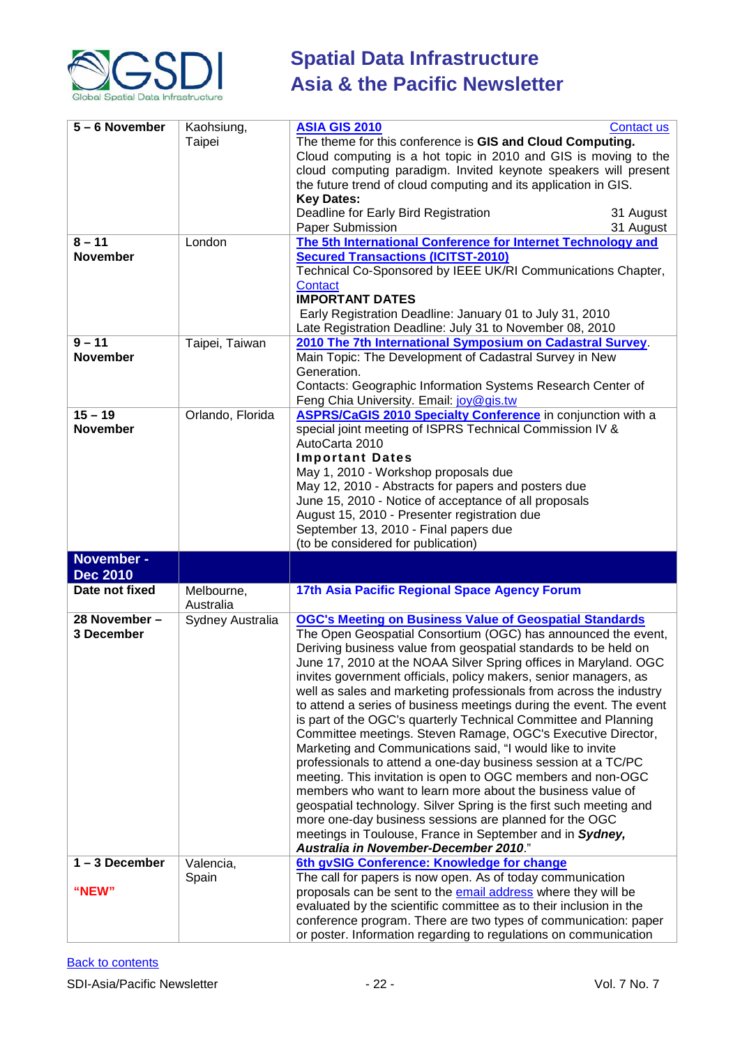| | | |
|---|---|---|
| **5 – 6 November** | Kaohsiung, Taipei | **ASIA GIS 2010** Contact us<br>The theme for this conference is **GIS and Cloud Computing.** Cloud computing is a hot topic in 2010 and GIS is moving to the cloud computing paradigm. Invited keynote speakers will present the future trend of cloud computing and its application in GIS.<br>**Key Dates:**<br>Deadline for Early Bird Registration 31 August<br>Paper Submission 31 August |
| **8 – 11 November** | London | **The 5th International Conference for Internet Technology and Secured Transactions (ICITST-2010)**<br>Technical Co-Sponsored by IEEE UK/RI Communications Chapter, Contact<br>**IMPORTANT DATES**<br>Early Registration Deadline: January 01 to July 31, 2010<br>Late Registration Deadline: July 31 to November 08, 2010 |
| **9 – 11 November** | Taipei, Taiwan | **2010 The 7th International Symposium on Cadastral Survey**.<br>Main Topic: The Development of Cadastral Survey in New Generation.<br>Contacts: Geographic Information Systems Research Center of Feng Chia University. Email: joy@gis.tw |
| **15 – 19 November** | Orlando, Florida | **ASPRS/CaGIS 2010 Specialty Conference** in conjunction with a special joint meeting of ISPRS Technical Commission IV & AutoCarta 2010<br>**Important Dates**<br>May 1, 2010 - Workshop proposals due<br>May 12, 2010 - Abstracts for papers and posters due<br>June 15, 2010 - Notice of acceptance of all proposals<br>August 15, 2010 - Presenter registration due<br>September 13, 2010 - Final papers due<br>(to be considered for publication) |
| **November - Dec 2010** | | |
| **Date not fixed** | Melbourne, Australia | **17th Asia Pacific Regional Space Agency Forum** |
| **28 November – 3 December** | Sydney Australia | **OGC's Meeting on Business Value of Geospatial Standards**<br>The Open Geospatial Consortium (OGC) has announced the event, Deriving business value from geospatial standards to be held on June 17, 2010 at the NOAA Silver Spring offices in Maryland. OGC invites government officials, policy makers, senior managers, as well as sales and marketing professionals from across the industry to attend a series of business meetings during the event. The event is part of the OGC's quarterly Technical Committee and Planning Committee meetings. Steven Ramage, OGC's Executive Director, Marketing and Communications said, "I would like to invite professionals to attend a one-day business session at a TC/PC meeting. This invitation is open to OGC members and non-OGC members who want to learn more about the business value of geospatial technology. Silver Spring is the first such meeting and more one-day business sessions are planned for the OGC meetings in Toulouse, France in September and in ***Sydney, Australia in November-December 2010***." |
| **1 – 3 December**<br><br>**"NEW"** | Valencia, Spain | **6th gvSIG Conference: Knowledge for change**<br>The call for papers is now open. As of today communication proposals can be sent to the email address where they will be evaluated by the scientific committee as to their inclusion in the conference program. There are two types of communication: paper or poster. Information regarding to regulations on communication |

Back to contents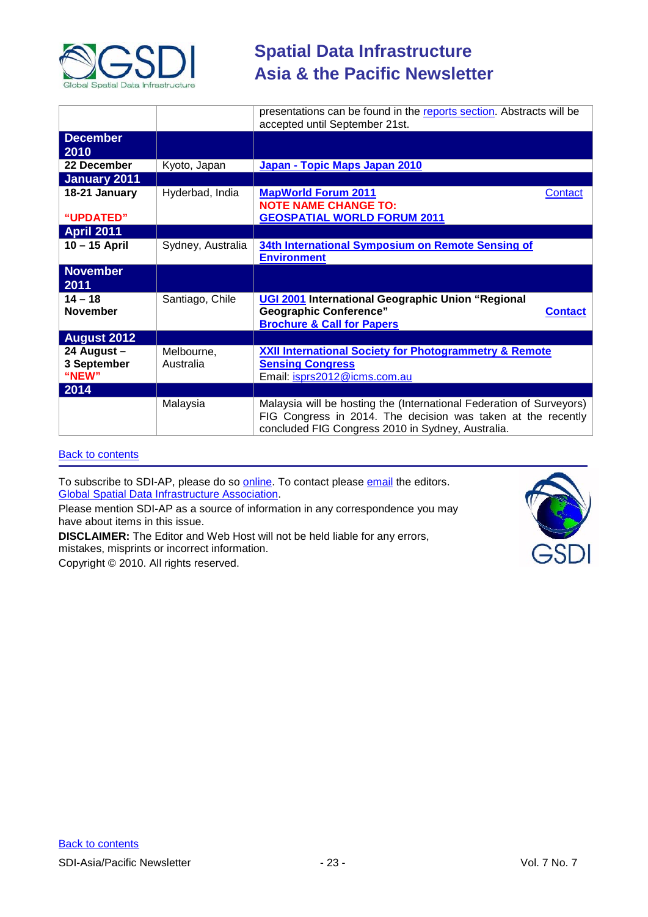| | | |
|---|---|---|
| | | presentations can be found in the reports section. Abstracts will be accepted until September 21st. |
| **December 2010** | | |
| **22 December** | Kyoto, Japan | **Japan - Topic Maps Japan 2010** |
| **January 2011** | | |
| **18-21 January** **"UPDATED"** | Hyderbad, India | **MapWorld Forum 2011** Contact **NOTE NAME CHANGE TO:** **GEOSPATIAL WORLD FORUM 2011** |
| **April 2011** | | |
| **10 – 15 April** | Sydney, Australia | **34th International Symposium on Remote Sensing of Environment** |
| **November 2011** | | |
| **14 – 18 November** | Santiago, Chile | **UGI 2001 International Geographic Union "Regional Geographic Conference"** **Contact** **Brochure & Call for Papers** |
| **August 2012** | | |
| **24 August – 3 September** **"NEW"** | Melbourne, Australia | **XXII International Society for Photogrammetry & Remote Sensing Congress** Email: isprs2012@icms.com.au |
| **2014** | | |
| | Malaysia | Malaysia will be hosting the (International Federation of Surveyors) FIG Congress in 2014. The decision was taken at the recently concluded FIG Congress 2010 in Sydney, Australia. |

Back to contents

---

To subscribe to SDI-AP, please do so online. To contact please email the editors.
Global Spatial Data Infrastructure Association.

Please mention SDI-AP as a source of information in any correspondence you may have about items in this issue.

**DISCLAIMER:** The Editor and Web Host will not be held liable for any errors, mistakes, misprints or incorrect information.

Copyright © 2010. All rights reserved.

Back to contents